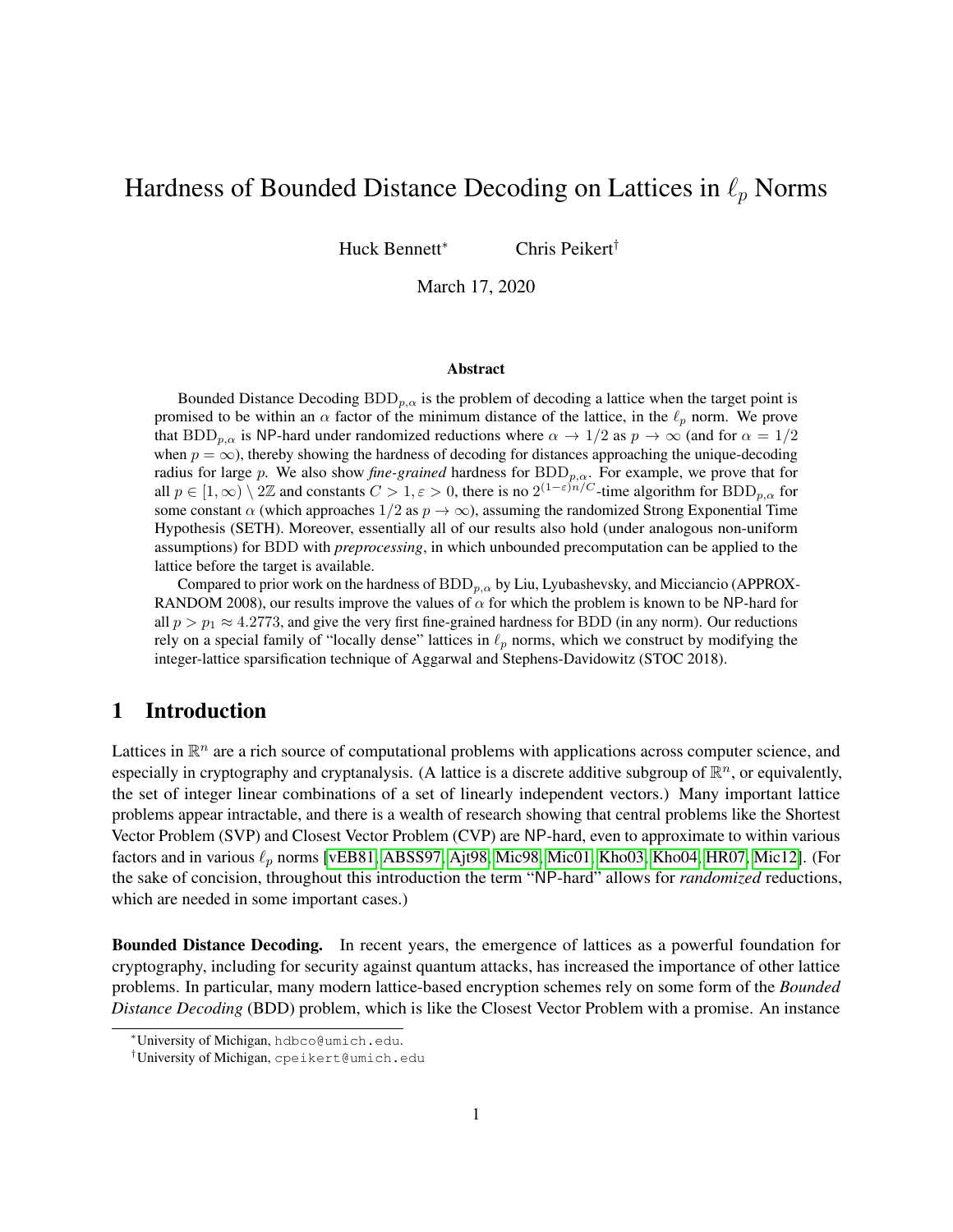# Hardness of Bounded Distance Decoding on Lattices in $\ell_p$ Norms

Huck Bennett[*] Chris Peikert[†]

March 17, 2020

### Abstract

Bounded Distance Decoding $\mathrm{BDD}_{p,\alpha}$ is the problem of decoding a lattice when the target point is promised to be within an $\alpha$ factor of the minimum distance of the lattice, in the $\ell_p$ norm. We prove that $\mathrm{BDD}_{p,\alpha}$ is NP-hard under randomized reductions where $\alpha \to 1/2$ as $p \to \infty$ (and for $\alpha = 1/2$ when $p = \infty$), thereby showing the hardness of decoding for distances approaching the unique-decoding radius for large $p$. We also show *fine-grained* hardness for $\mathrm{BDD}_{p,\alpha}$. For example, we prove that for all $p \in [1, \infty) \setminus 2\mathbb{Z}$ and constants $C > 1, \varepsilon > 0$, there is no $2^{(1-\varepsilon)n/C}$-time algorithm for $\mathrm{BDD}_{p,\alpha}$ for some constant $\alpha$ (which approaches $1/2$ as $p \to \infty$), assuming the randomized Strong Exponential Time Hypothesis (SETH). Moreover, essentially all of our results also hold (under analogous non-uniform assumptions) for BDD with *preprocessing*, in which unbounded precomputation can be applied to the lattice before the target is available.

Compared to prior work on the hardness of $\mathrm{BDD}_{p,\alpha}$ by Liu, Lyubashevsky, and Micciancio (APPROX-RANDOM 2008), our results improve the values of $\alpha$ for which the problem is known to be NP-hard for all $p > p_1 \approx 4.2773$, and give the very first fine-grained hardness for BDD (in any norm). Our reductions rely on a special family of "locally dense" lattices in $\ell_p$ norms, which we construct by modifying the integer-lattice sparsification technique of Aggarwal and Stephens-Davidowitz (STOC 2018).

## 1 Introduction

Lattices in $\mathbb{R}^n$ are a rich source of computational problems with applications across computer science, and especially in cryptography and cryptanalysis. (A lattice is a discrete additive subgroup of $\mathbb{R}^n$, or equivalently, the set of integer linear combinations of a set of linearly independent vectors.) Many important lattice problems appear intractable, and there is a wealth of research showing that central problems like the Shortest Vector Problem (SVP) and Closest Vector Problem (CVP) are NP-hard, even to approximate to within various factors and in various $\ell_p$ norms [vEB81, ABSS97, Ajt98, Mic98, Mic01, Kho03, Kho04, HR07, Mic12]. (For the sake of concision, throughout this introduction the term "NP-hard" allows for *randomized* reductions, which are needed in some important cases.)

**Bounded Distance Decoding.** In recent years, the emergence of lattices as a powerful foundation for cryptography, including for security against quantum attacks, has increased the importance of other lattice problems. In particular, many modern lattice-based encryption schemes rely on some form of the *Bounded Distance Decoding* (BDD) problem, which is like the Closest Vector Problem with a promise. An instance

[*] University of Michigan, hdbco@umich.edu.

[†] University of Michigan, cpeikert@umich.edu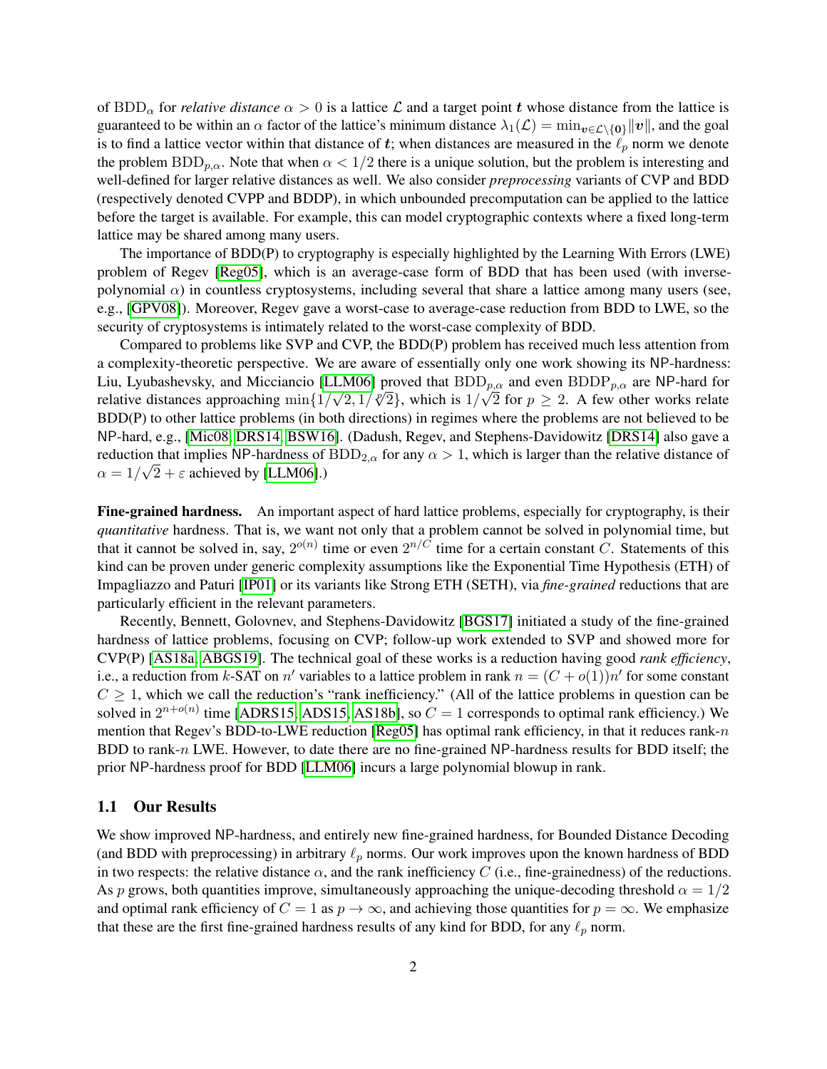of $\mathrm{BDD}_\alpha$ for *relative distance* $\alpha > 0$ is a lattice $\mathcal{L}$ and a target point $\boldsymbol{t}$ whose distance from the lattice is guaranteed to be within an $\alpha$ factor of the lattice's minimum distance $\lambda_1(\mathcal{L}) = \min_{\boldsymbol{v} \in \mathcal{L} \setminus \{\boldsymbol{0}\}} \|\boldsymbol{v}\|$, and the goal is to find a lattice vector within that distance of $\boldsymbol{t}$; when distances are measured in the $\ell_p$ norm we denote the problem $\mathrm{BDD}_{p,\alpha}$. Note that when $\alpha < 1/2$ there is a unique solution, but the problem is interesting and well-defined for larger relative distances as well. We also consider *preprocessing* variants of CVP and BDD (respectively denoted CVPP and BDDP), in which unbounded precomputation can be applied to the lattice before the target is available. For example, this can model cryptographic contexts where a fixed long-term lattice may be shared among many users.

The importance of BDD(P) to cryptography is especially highlighted by the Learning With Errors (LWE) problem of Regev [Reg05], which is an average-case form of BDD that has been used (with inverse-polynomial $\alpha$) in countless cryptosystems, including several that share a lattice among many users (see, e.g., [GPV08]). Moreover, Regev gave a worst-case to average-case reduction from BDD to LWE, so the security of cryptosystems is intimately related to the worst-case complexity of BDD.

Compared to problems like SVP and CVP, the BDD(P) problem has received much less attention from a complexity-theoretic perspective. We are aware of essentially only one work showing its NP-hardness: Liu, Lyubashevsky, and Micciancio [LLM06] proved that $\mathrm{BDD}_{p,\alpha}$ and even $\mathrm{BDDP}_{p,\alpha}$ are NP-hard for relative distances approaching $\min\{1/\sqrt{2}, 1/\sqrt[p]{2}\}$, which is $1/\sqrt{2}$ for $p \geq 2$. A few other works relate BDD(P) to other lattice problems (in both directions) in regimes where the problems are not believed to be NP-hard, e.g., [Mic08, DRS14, BSW16]. (Dadush, Regev, and Stephens-Davidowitz [DRS14] also gave a reduction that implies NP-hardness of $\mathrm{BDD}_{2,\alpha}$ for any $\alpha > 1$, which is larger than the relative distance of $\alpha = 1/\sqrt{2} + \varepsilon$ achieved by [LLM06].)

**Fine-grained hardness.** An important aspect of hard lattice problems, especially for cryptography, is their *quantitative* hardness. That is, we want not only that a problem cannot be solved in polynomial time, but that it cannot be solved in, say, $2^{o(n)}$ time or even $2^{n/C}$ time for a certain constant $C$. Statements of this kind can be proven under generic complexity assumptions like the Exponential Time Hypothesis (ETH) of Impagliazzo and Paturi [IP01] or its variants like Strong ETH (SETH), via *fine-grained* reductions that are particularly efficient in the relevant parameters.

Recently, Bennett, Golovnev, and Stephens-Davidowitz [BGS17] initiated a study of the fine-grained hardness of lattice problems, focusing on CVP; follow-up work extended to SVP and showed more for CVP(P) [AS18a, ABGS19]. The technical goal of these works is a reduction having good *rank efficiency*, i.e., a reduction from $k$-SAT on $n'$ variables to a lattice problem in rank $n = (C + o(1))n'$ for some constant $C \geq 1$, which we call the reduction's "rank inefficiency." (All of the lattice problems in question can be solved in $2^{n+o(n)}$ time [ADRS15, ADS15, AS18b], so $C = 1$ corresponds to optimal rank efficiency.) We mention that Regev's BDD-to-LWE reduction [Reg05] has optimal rank efficiency, in that it reduces rank-$n$ BDD to rank-$n$ LWE. However, to date there are no fine-grained NP-hardness results for BDD itself; the prior NP-hardness proof for BDD [LLM06] incurs a large polynomial blowup in rank.

### 1.1 Our Results

We show improved NP-hardness, and entirely new fine-grained hardness, for Bounded Distance Decoding (and BDD with preprocessing) in arbitrary $\ell_p$ norms. Our work improves upon the known hardness of BDD in two respects: the relative distance $\alpha$, and the rank inefficiency $C$ (i.e., fine-grainedness) of the reductions. As $p$ grows, both quantities improve, simultaneously approaching the unique-decoding threshold $\alpha = 1/2$ and optimal rank efficiency of $C = 1$ as $p \to \infty$, and achieving those quantities for $p = \infty$. We emphasize that these are the first fine-grained hardness results of any kind for BDD, for any $\ell_p$ norm.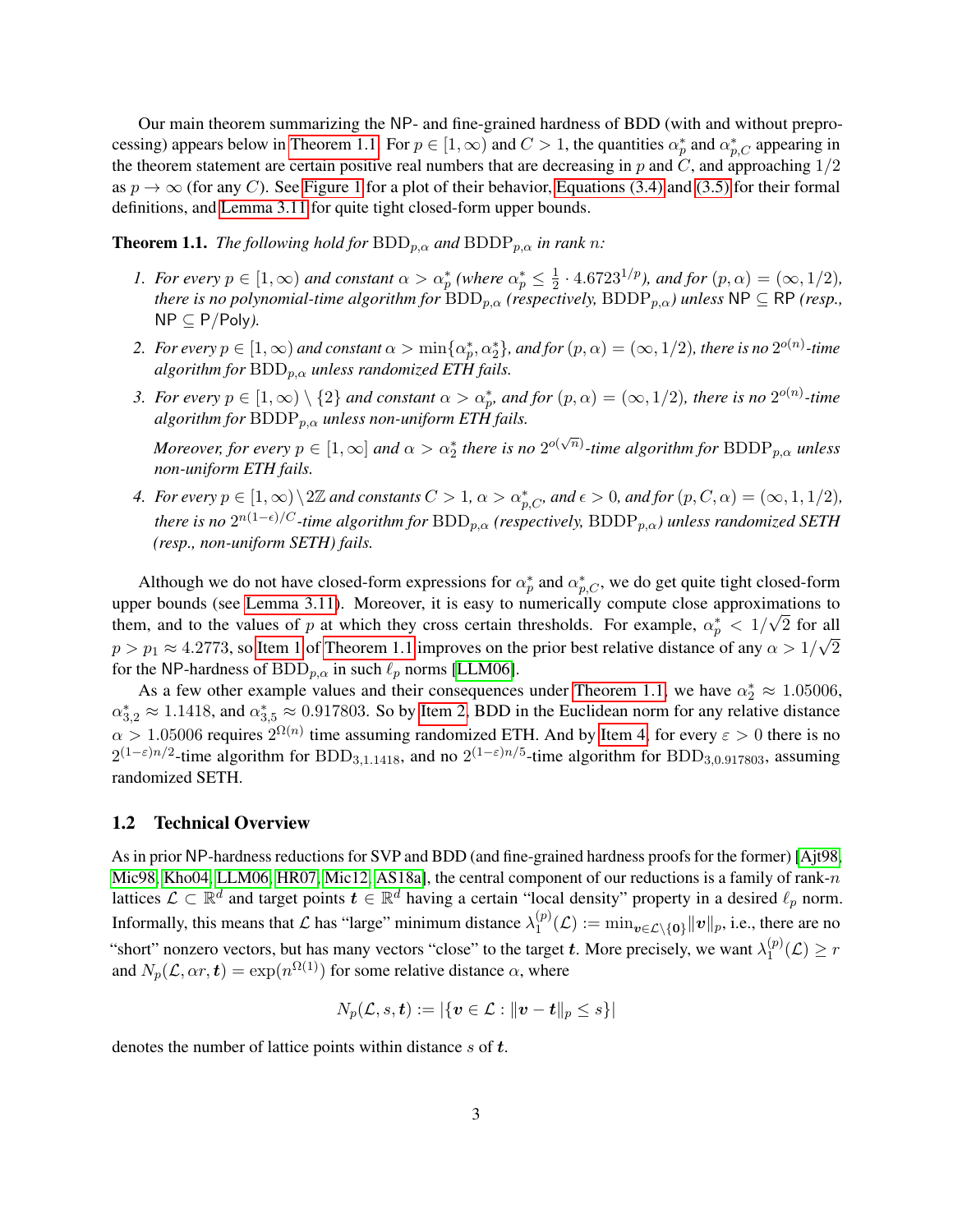Our main theorem summarizing the NP- and fine-grained hardness of BDD (with and without preprocessing) appears below in Theorem 1.1. For $p \in [1, \infty)$ and $C > 1$, the quantities $\alpha_p^*$ and $\alpha_{p,C}^*$ appearing in the theorem statement are certain positive real numbers that are decreasing in $p$ and $C$, and approaching $1/2$ as $p \to \infty$ (for any $C$). See Figure 1 for a plot of their behavior, Equations (3.4) and (3.5) for their formal definitions, and Lemma 3.11 for quite tight closed-form upper bounds.

**Theorem 1.1.** *The following hold for* $\mathrm{BDD}_{p,\alpha}$ *and* $\mathrm{BDDP}_{p,\alpha}$ *in rank* $n$*:*

1. *For every* $p \in [1, \infty)$ *and constant* $\alpha > \alpha_p^*$ *(where* $\alpha_p^* \leq \frac{1}{2} \cdot 4.6723^{1/p}$*), and for* $(p, \alpha) = (\infty, 1/2)$*, there is no polynomial-time algorithm for* $\mathrm{BDD}_{p,\alpha}$ *(respectively,* $\mathrm{BDDP}_{p,\alpha}$*) unless* $\mathsf{NP} \subseteq \mathsf{RP}$ *(resp.,* $\mathsf{NP} \subseteq \mathsf{P/Poly}$*).*
2. *For every* $p \in [1, \infty)$ *and constant* $\alpha > \min\{\alpha_p^*, \alpha_2^*\}$*, and for* $(p, \alpha) = (\infty, 1/2)$*, there is no* $2^{o(n)}$*-time algorithm for* $\mathrm{BDD}_{p,\alpha}$ *unless randomized ETH fails.*
3. *For every* $p \in [1, \infty) \setminus \{2\}$ *and constant* $\alpha > \alpha_p^*$*, and for* $(p, \alpha) = (\infty, 1/2)$*, there is no* $2^{o(n)}$*-time algorithm for* $\mathrm{BDDP}_{p,\alpha}$ *unless non-uniform ETH fails.*

   *Moreover, for every* $p \in [1, \infty]$ *and* $\alpha > \alpha_2^*$ *there is no* $2^{o(\sqrt{n})}$*-time algorithm for* $\mathrm{BDDP}_{p,\alpha}$ *unless non-uniform ETH fails.*
4. *For every* $p \in [1, \infty) \setminus 2\mathbb{Z}$ *and constants* $C > 1$*,* $\alpha > \alpha_{p,C}^*$*, and* $\epsilon > 0$*, and for* $(p, C, \alpha) = (\infty, 1, 1/2)$*, there is no* $2^{n(1-\epsilon)/C}$*-time algorithm for* $\mathrm{BDD}_{p,\alpha}$ *(respectively,* $\mathrm{BDDP}_{p,\alpha}$*) unless randomized SETH (resp., non-uniform SETH) fails.*

Although we do not have closed-form expressions for $\alpha_p^*$ and $\alpha_{p,C}^*$, we do get quite tight closed-form upper bounds (see Lemma 3.11). Moreover, it is easy to numerically compute close approximations to them, and to the values of $p$ at which they cross certain thresholds. For example, $\alpha_p^* < 1/\sqrt{2}$ for all $p > p_1 \approx 4.2773$, so Item 1 of Theorem 1.1 improves on the prior best relative distance of any $\alpha > 1/\sqrt{2}$ for the NP-hardness of $\mathrm{BDD}_{p,\alpha}$ in such $\ell_p$ norms [LLM06].

As a few other example values and their consequences under Theorem 1.1, we have $\alpha_2^* \approx 1.05006$, $\alpha_{3,2}^* \approx 1.1418$, and $\alpha_{3,5}^* \approx 0.917803$. So by Item 2, BDD in the Euclidean norm for any relative distance $\alpha > 1.05006$ requires $2^{\Omega(n)}$ time assuming randomized ETH. And by Item 4, for every $\varepsilon > 0$ there is no $2^{(1-\varepsilon)n/2}$-time algorithm for $\mathrm{BDD}_{3,1.1418}$, and no $2^{(1-\varepsilon)n/5}$-time algorithm for $\mathrm{BDD}_{3,0.917803}$, assuming randomized SETH.

## 1.2 Technical Overview

As in prior NP-hardness reductions for SVP and BDD (and fine-grained hardness proofs for the former) [Ajt98, Mic98, Kho04, LLM06, HR07, Mic12, AS18a], the central component of our reductions is a family of rank-$n$ lattices $\mathcal{L} \subset \mathbb{R}^d$ and target points $\boldsymbol{t} \in \mathbb{R}^d$ having a certain "local density" property in a desired $\ell_p$ norm. Informally, this means that $\mathcal{L}$ has "large" minimum distance $\lambda_1^{(p)}(\mathcal{L}) := \min_{\boldsymbol{v} \in \mathcal{L} \setminus \{\boldsymbol{0}\}} \|\boldsymbol{v}\|_p$, i.e., there are no "short" nonzero vectors, but has many vectors "close" to the target $\boldsymbol{t}$. More precisely, we want $\lambda_1^{(p)}(\mathcal{L}) \geq r$ and $N_p(\mathcal{L}, \alpha r, \boldsymbol{t}) = \exp(n^{\Omega(1)})$ for some relative distance $\alpha$, where

$$N_p(\mathcal{L}, s, \boldsymbol{t}) := |\{\boldsymbol{v} \in \mathcal{L} : \|\boldsymbol{v} - \boldsymbol{t}\|_p \leq s\}|$$

denotes the number of lattice points within distance $s$ of $\boldsymbol{t}$.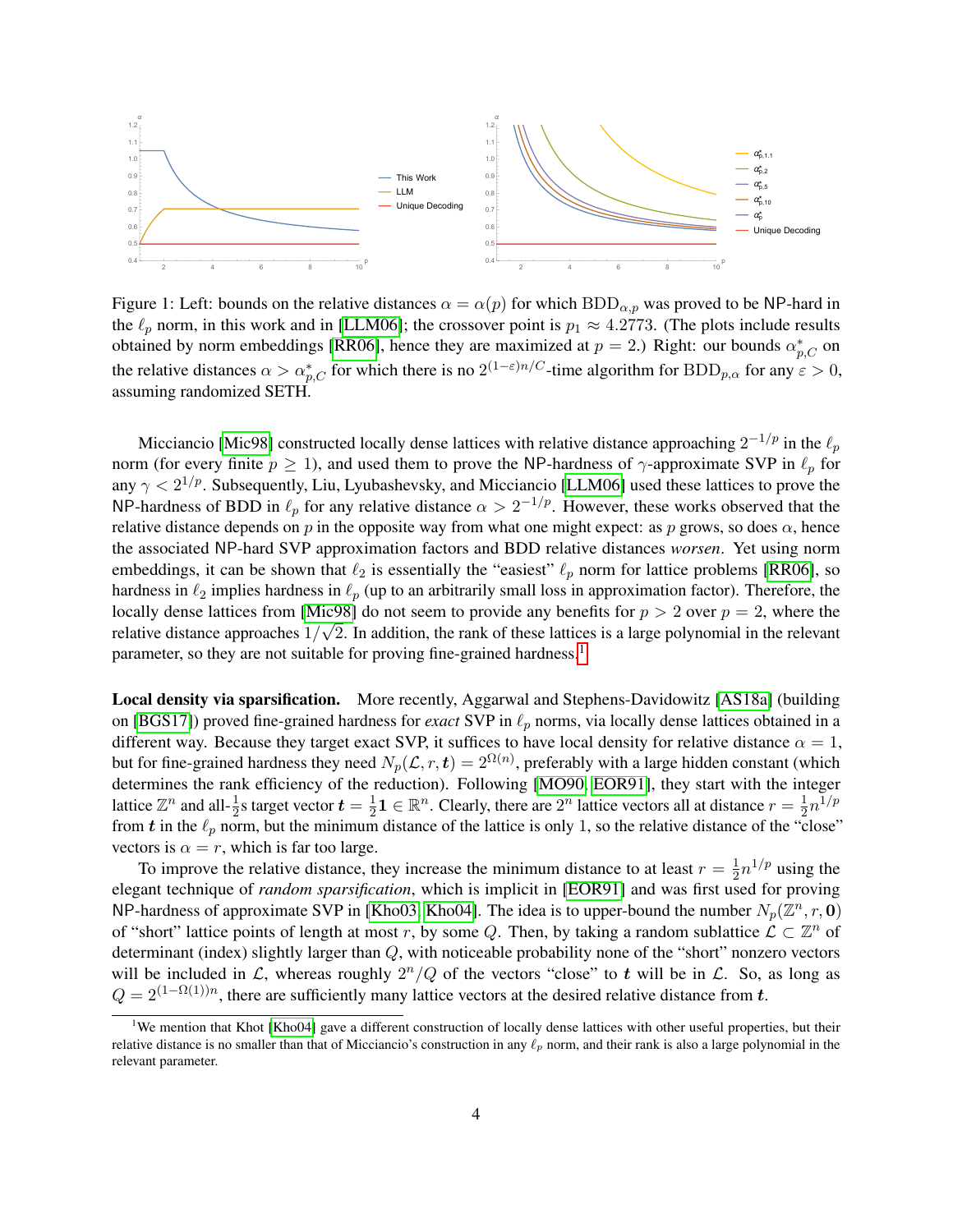α

1.2
1.1
1.0
0.9
0.8
0.7
0.6
0.5
0.4

2 4 6 8 10 p

This Work
LLM
Unique Decoding

α

1.2
1.1
1.0
0.9
0.8
0.7
0.6
0.5
0.4

2 4 6 8 10 p

$\alpha^*_{p,1.1}$
$\alpha^*_{p,2}$
$\alpha^*_{p,5}$
$\alpha^*_{p,10}$
$\alpha^*_{p}$
Unique Decoding

Figure 1: Left: bounds on the relative distances $\alpha = \alpha(p)$ for which $\mathrm{BDD}_{\alpha,p}$ was proved to be NP-hard in the $\ell_p$ norm, in this work and in [LLM06]; the crossover point is $p_1 \approx 4.2773$. (The plots include results obtained by norm embeddings [RR06], hence they are maximized at $p = 2$.) Right: our bounds $\alpha^*_{p,C}$ on the relative distances $\alpha > \alpha^*_{p,C}$ for which there is no $2^{(1-\varepsilon)n/C}$-time algorithm for $\mathrm{BDD}_{p,\alpha}$ for any $\varepsilon > 0$, assuming randomized SETH.

Micciancio [Mic98] constructed locally dense lattices with relative distance approaching $2^{-1/p}$ in the $\ell_p$ norm (for every finite $p \geq 1$), and used them to prove the NP-hardness of $\gamma$-approximate SVP in $\ell_p$ for any $\gamma < 2^{1/p}$. Subsequently, Liu, Lyubashevsky, and Micciancio [LLM06] used these lattices to prove the NP-hardness of BDD in $\ell_p$ for any relative distance $\alpha > 2^{-1/p}$. However, these works observed that the relative distance depends on $p$ in the opposite way from what one might expect: as $p$ grows, so does $\alpha$, hence the associated NP-hard SVP approximation factors and BDD relative distances *worsen*. Yet using norm embeddings, it can be shown that $\ell_2$ is essentially the "easiest" $\ell_p$ norm for lattice problems [RR06], so hardness in $\ell_2$ implies hardness in $\ell_p$ (up to an arbitrarily small loss in approximation factor). Therefore, the locally dense lattices from [Mic98] do not seem to provide any benefits for $p > 2$ over $p = 2$, where the relative distance approaches $1/\sqrt{2}$. In addition, the rank of these lattices is a large polynomial in the relevant parameter, so they are not suitable for proving fine-grained hardness.[1]

**Local density via sparsification.** More recently, Aggarwal and Stephens-Davidowitz [AS18a] (building on [BGS17]) proved fine-grained hardness for *exact* SVP in $\ell_p$ norms, via locally dense lattices obtained in a different way. Because they target exact SVP, it suffices to have local density for relative distance $\alpha = 1$, but for fine-grained hardness they need $N_p(\mathcal{L}, r, \boldsymbol{t}) = 2^{\Omega(n)}$, preferably with a large hidden constant (which determines the rank efficiency of the reduction). Following [MO90, EOR91], they start with the integer lattice $\mathbb{Z}^n$ and all-$\frac{1}{2}$s target vector $\boldsymbol{t} = \frac{1}{2}\mathbf{1} \in \mathbb{R}^n$. Clearly, there are $2^n$ lattice vectors all at distance $r = \frac{1}{2}n^{1/p}$ from $\boldsymbol{t}$ in the $\ell_p$ norm, but the minimum distance of the lattice is only 1, so the relative distance of the "close" vectors is $\alpha = r$, which is far too large.

To improve the relative distance, they increase the minimum distance to at least $r = \frac{1}{2}n^{1/p}$ using the elegant technique of *random sparsification*, which is implicit in [EOR91] and was first used for proving NP-hardness of approximate SVP in [Kho03, Kho04]. The idea is to upper-bound the number $N_p(\mathbb{Z}^n, r, \mathbf{0})$ of "short" lattice points of length at most $r$, by some $Q$. Then, by taking a random sublattice $\mathcal{L} \subset \mathbb{Z}^n$ of determinant (index) slightly larger than $Q$, with noticeable probability none of the "short" nonzero vectors will be included in $\mathcal{L}$, whereas roughly $2^n/Q$ of the vectors "close" to $\boldsymbol{t}$ will be in $\mathcal{L}$. So, as long as $Q = 2^{(1-\Omega(1))n}$, there are sufficiently many lattice vectors at the desired relative distance from $\boldsymbol{t}$.

[1] We mention that Khot [Kho04] gave a different construction of locally dense lattices with other useful properties, but their relative distance is no smaller than that of Micciancio's construction in any $\ell_p$ norm, and their rank is also a large polynomial in the relevant parameter.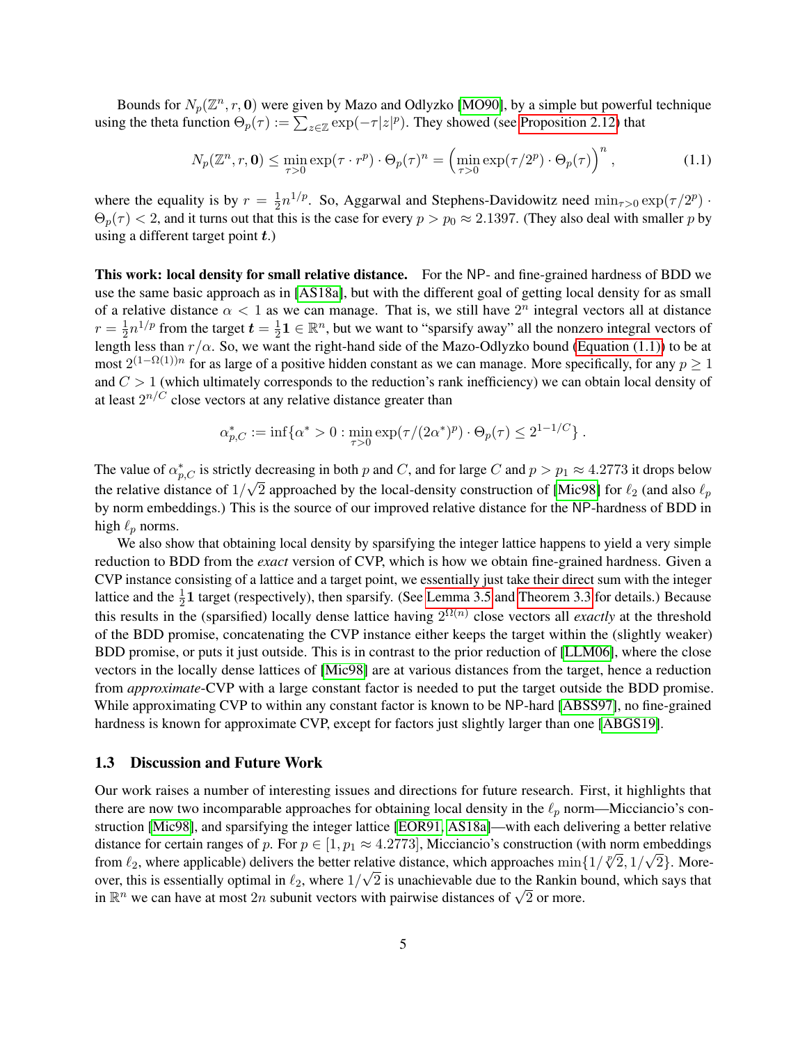Bounds for $N_p(\mathbb{Z}^n, r, \mathbf{0})$ were given by Mazo and Odlyzko [MO90], by a simple but powerful technique using the theta function $\Theta_p(\tau) := \sum_{z \in \mathbb{Z}} \exp(-\tau |z|^p)$. They showed (see Proposition 2.12) that

$$N_p(\mathbb{Z}^n, r, \mathbf{0}) \le \min_{\tau > 0} \exp(\tau \cdot r^p) \cdot \Theta_p(\tau)^n = \Big(\min_{\tau > 0} \exp(\tau / 2^p) \cdot \Theta_p(\tau)\Big)^n , \tag{1.1}$$

where the equality is by $r = \frac{1}{2} n^{1/p}$. So, Aggarwal and Stephens-Davidowitz need $\min_{\tau>0} \exp(\tau/2^p) \cdot \Theta_p(\tau) < 2$, and it turns out that this is the case for every $p > p_0 \approx 2.1397$. (They also deal with smaller $p$ by using a different target point $\boldsymbol{t}$.)

**This work: local density for small relative distance.** For the NP- and fine-grained hardness of BDD we use the same basic approach as in [AS18a], but with the different goal of getting local density for as small of a relative distance $\alpha < 1$ as we can manage. That is, we still have $2^n$ integral vectors all at distance $r = \frac{1}{2} n^{1/p}$ from the target $\boldsymbol{t} = \frac{1}{2}\mathbf{1} \in \mathbb{R}^n$, but we want to "sparsify away" all the nonzero integral vectors of length less than $r/\alpha$. So, we want the right-hand side of the Mazo-Odlyzko bound (Equation (1.1)) to be at most $2^{(1-\Omega(1))n}$ for as large of a positive hidden constant as we can manage. More specifically, for any $p \ge 1$ and $C > 1$ (which ultimately corresponds to the reduction's rank inefficiency) we can obtain local density of at least $2^{n/C}$ close vectors at any relative distance greater than

$$\alpha^*_{p,C} := \inf\{\alpha^* > 0 : \min_{\tau > 0} \exp(\tau/(2\alpha^*)^p) \cdot \Theta_p(\tau) \le 2^{1 - 1/C}\} .$$

The value of $\alpha^*_{p,C}$ is strictly decreasing in both $p$ and $C$, and for large $C$ and $p > p_1 \approx 4.2773$ it drops below the relative distance of $1/\sqrt{2}$ approached by the local-density construction of [Mic98] for $\ell_2$ (and also $\ell_p$ by norm embeddings.) This is the source of our improved relative distance for the NP-hardness of BDD in high $\ell_p$ norms.

We also show that obtaining local density by sparsifying the integer lattice happens to yield a very simple reduction to BDD from the *exact* version of CVP, which is how we obtain fine-grained hardness. Given a CVP instance consisting of a lattice and a target point, we essentially just take their direct sum with the integer lattice and the $\frac{1}{2}\mathbf{1}$ target (respectively), then sparsify. (See Lemma 3.5 and Theorem 3.3 for details.) Because this results in the (sparsified) locally dense lattice having $2^{\Omega(n)}$ close vectors all *exactly* at the threshold of the BDD promise, concatenating the CVP instance either keeps the target within the (slightly weaker) BDD promise, or puts it just outside. This is in contrast to the prior reduction of [LLM06], where the close vectors in the locally dense lattices of [Mic98] are at various distances from the target, hence a reduction from *approximate*-CVP with a large constant factor is needed to put the target outside the BDD promise. While approximating CVP to within any constant factor is known to be NP-hard [ABSS97], no fine-grained hardness is known for approximate CVP, except for factors just slightly larger than one [ABGS19].

### 1.3 Discussion and Future Work

Our work raises a number of interesting issues and directions for future research. First, it highlights that there are now two incomparable approaches for obtaining local density in the $\ell_p$ norm—Micciancio's construction [Mic98], and sparsifying the integer lattice [EOR91, AS18a]—with each delivering a better relative distance for certain ranges of $p$. For $p \in [1, p_1 \approx 4.2773]$, Micciancio's construction (with norm embeddings from $\ell_2$, where applicable) delivers the better relative distance, which approaches $\min\{1/\sqrt[p]{2}, 1/\sqrt{2}\}$. Moreover, this is essentially optimal in $\ell_2$, where $1/\sqrt{2}$ is unachievable due to the Rankin bound, which says that in $\mathbb{R}^n$ we can have at most $2n$ subunit vectors with pairwise distances of $\sqrt{2}$ or more.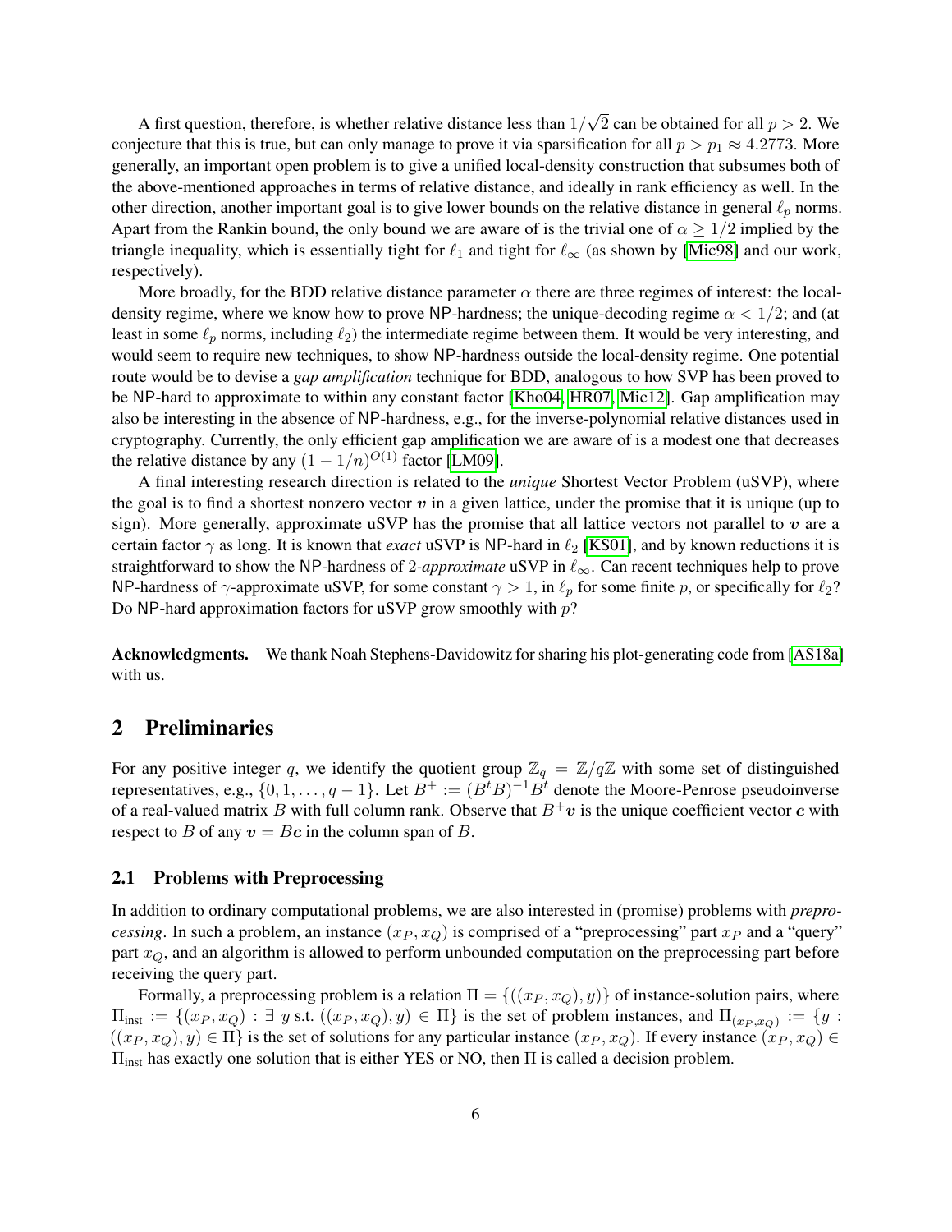A first question, therefore, is whether relative distance less than $1/\sqrt{2}$ can be obtained for all $p > 2$. We conjecture that this is true, but can only manage to prove it via sparsification for all $p > p_1 \approx 4.2773$. More generally, an important open problem is to give a unified local-density construction that subsumes both of the above-mentioned approaches in terms of relative distance, and ideally in rank efficiency as well. In the other direction, another important goal is to give lower bounds on the relative distance in general $\ell_p$ norms. Apart from the Rankin bound, the only bound we are aware of is the trivial one of $\alpha \geq 1/2$ implied by the triangle inequality, which is essentially tight for $\ell_1$ and tight for $\ell_\infty$ (as shown by [Mic98] and our work, respectively).

More broadly, for the BDD relative distance parameter $\alpha$ there are three regimes of interest: the local-density regime, where we know how to prove NP-hardness; the unique-decoding regime $\alpha < 1/2$; and (at least in some $\ell_p$ norms, including $\ell_2$) the intermediate regime between them. It would be very interesting, and would seem to require new techniques, to show NP-hardness outside the local-density regime. One potential route would be to devise a *gap amplification* technique for BDD, analogous to how SVP has been proved to be NP-hard to approximate to within any constant factor [Kho04, HR07, Mic12]. Gap amplification may also be interesting in the absence of NP-hardness, e.g., for the inverse-polynomial relative distances used in cryptography. Currently, the only efficient gap amplification we are aware of is a modest one that decreases the relative distance by any $(1 - 1/n)^{O(1)}$ factor [LM09].

A final interesting research direction is related to the *unique* Shortest Vector Problem (uSVP), where the goal is to find a shortest nonzero vector $\boldsymbol{v}$ in a given lattice, under the promise that it is unique (up to sign). More generally, approximate uSVP has the promise that all lattice vectors not parallel to $\boldsymbol{v}$ are a certain factor $\gamma$ as long. It is known that *exact* uSVP is NP-hard in $\ell_2$ [KS01], and by known reductions it is straightforward to show the NP-hardness of 2-*approximate* uSVP in $\ell_\infty$. Can recent techniques help to prove NP-hardness of $\gamma$-approximate uSVP, for some constant $\gamma > 1$, in $\ell_p$ for some finite $p$, or specifically for $\ell_2$? Do NP-hard approximation factors for uSVP grow smoothly with $p$?

**Acknowledgments.** We thank Noah Stephens-Davidowitz for sharing his plot-generating code from [AS18a] with us.

## 2 Preliminaries

For any positive integer $q$, we identify the quotient group $\mathbb{Z}_q = \mathbb{Z}/q\mathbb{Z}$ with some set of distinguished representatives, e.g., $\{0, 1, \ldots, q-1\}$. Let $B^+ := (B^t B)^{-1} B^t$ denote the Moore-Penrose pseudoinverse of a real-valued matrix $B$ with full column rank. Observe that $B^+ \boldsymbol{v}$ is the unique coefficient vector $\boldsymbol{c}$ with respect to $B$ of any $\boldsymbol{v} = B\boldsymbol{c}$ in the column span of $B$.

### 2.1 Problems with Preprocessing

In addition to ordinary computational problems, we are also interested in (promise) problems with *preprocessing*. In such a problem, an instance $(x_P, x_Q)$ is comprised of a "preprocessing" part $x_P$ and a "query" part $x_Q$, and an algorithm is allowed to perform unbounded computation on the preprocessing part before receiving the query part.

Formally, a preprocessing problem is a relation $\Pi = \{((x_P, x_Q), y)\}$ of instance-solution pairs, where $\Pi_{\text{inst}} := \{(x_P, x_Q) : \exists\ y \text{ s.t. } ((x_P, x_Q), y) \in \Pi\}$ is the set of problem instances, and $\Pi_{(x_P, x_Q)} := \{y : ((x_P, x_Q), y) \in \Pi\}$ is the set of solutions for any particular instance $(x_P, x_Q)$. If every instance $(x_P, x_Q) \in \Pi_{\text{inst}}$ has exactly one solution that is either YES or NO, then $\Pi$ is called a decision problem.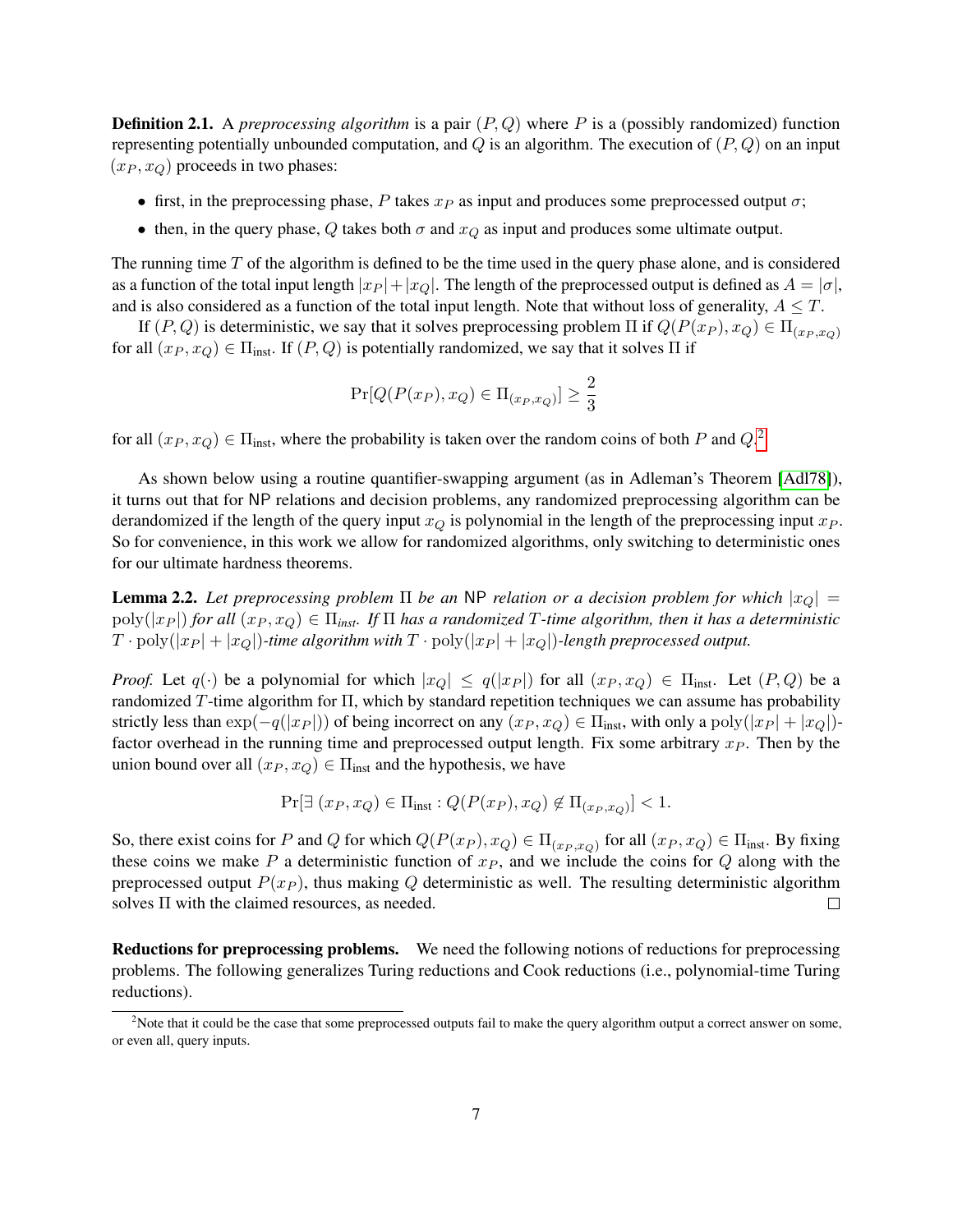**Definition 2.1.** A *preprocessing algorithm* is a pair $(P, Q)$ where $P$ is a (possibly randomized) function representing potentially unbounded computation, and $Q$ is an algorithm. The execution of $(P, Q)$ on an input $(x_P, x_Q)$ proceeds in two phases:

- first, in the preprocessing phase, $P$ takes $x_P$ as input and produces some preprocessed output $\sigma$;
- then, in the query phase, $Q$ takes both $\sigma$ and $x_Q$ as input and produces some ultimate output.

The running time $T$ of the algorithm is defined to be the time used in the query phase alone, and is considered as a function of the total input length $|x_P| + |x_Q|$. The length of the preprocessed output is defined as $A = |\sigma|$, and is also considered as a function of the total input length. Note that without loss of generality, $A \le T$.

If $(P, Q)$ is deterministic, we say that it solves preprocessing problem $\Pi$ if $Q(P(x_P), x_Q) \in \Pi_{(x_P, x_Q)}$ for all $(x_P, x_Q) \in \Pi_{\text{inst}}$. If $(P, Q)$ is potentially randomized, we say that it solves $\Pi$ if

$$\Pr[Q(P(x_P), x_Q) \in \Pi_{(x_P, x_Q)}] \ge \frac{2}{3}$$

for all $(x_P, x_Q) \in \Pi_{\text{inst}}$, where the probability is taken over the random coins of both $P$ and $Q$.[2]

As shown below using a routine quantifier-swapping argument (as in Adleman's Theorem [Adl78]), it turns out that for NP relations and decision problems, any randomized preprocessing algorithm can be derandomized if the length of the query input $x_Q$ is polynomial in the length of the preprocessing input $x_P$. So for convenience, in this work we allow for randomized algorithms, only switching to deterministic ones for our ultimate hardness theorems.

**Lemma 2.2.** *Let preprocessing problem $\Pi$ be an NP relation or a decision problem for which $|x_Q| = \text{poly}(|x_P|)$ for all $(x_P, x_Q) \in \Pi_{\text{inst}}$. If $\Pi$ has a randomized $T$-time algorithm, then it has a deterministic $T \cdot \text{poly}(|x_P| + |x_Q|)$-time algorithm with $T \cdot \text{poly}(|x_P| + |x_Q|)$-length preprocessed output.*

*Proof.* Let $q(\cdot)$ be a polynomial for which $|x_Q| \le q(|x_P|)$ for all $(x_P, x_Q) \in \Pi_{\text{inst}}$. Let $(P, Q)$ be a randomized $T$-time algorithm for $\Pi$, which by standard repetition techniques we can assume has probability strictly less than $\exp(-q(|x_P|))$ of being incorrect on any $(x_P, x_Q) \in \Pi_{\text{inst}}$, with only a $\text{poly}(|x_P| + |x_Q|)$-factor overhead in the running time and preprocessed output length. Fix some arbitrary $x_P$. Then by the union bound over all $(x_P, x_Q) \in \Pi_{\text{inst}}$ and the hypothesis, we have

$$\Pr[\exists\ (x_P, x_Q) \in \Pi_{\text{inst}} : Q(P(x_P), x_Q) \notin \Pi_{(x_P, x_Q)}] < 1.$$

So, there exist coins for $P$ and $Q$ for which $Q(P(x_P), x_Q) \in \Pi_{(x_P, x_Q)}$ for all $(x_P, x_Q) \in \Pi_{\text{inst}}$. By fixing these coins we make $P$ a deterministic function of $x_P$, and we include the coins for $Q$ along with the preprocessed output $P(x_P)$, thus making $Q$ deterministic as well. The resulting deterministic algorithm solves $\Pi$ with the claimed resources, as needed. $\square$

**Reductions for preprocessing problems.** We need the following notions of reductions for preprocessing problems. The following generalizes Turing reductions and Cook reductions (i.e., polynomial-time Turing reductions).

[2] Note that it could be the case that some preprocessed outputs fail to make the query algorithm output a correct answer on some, or even all, query inputs.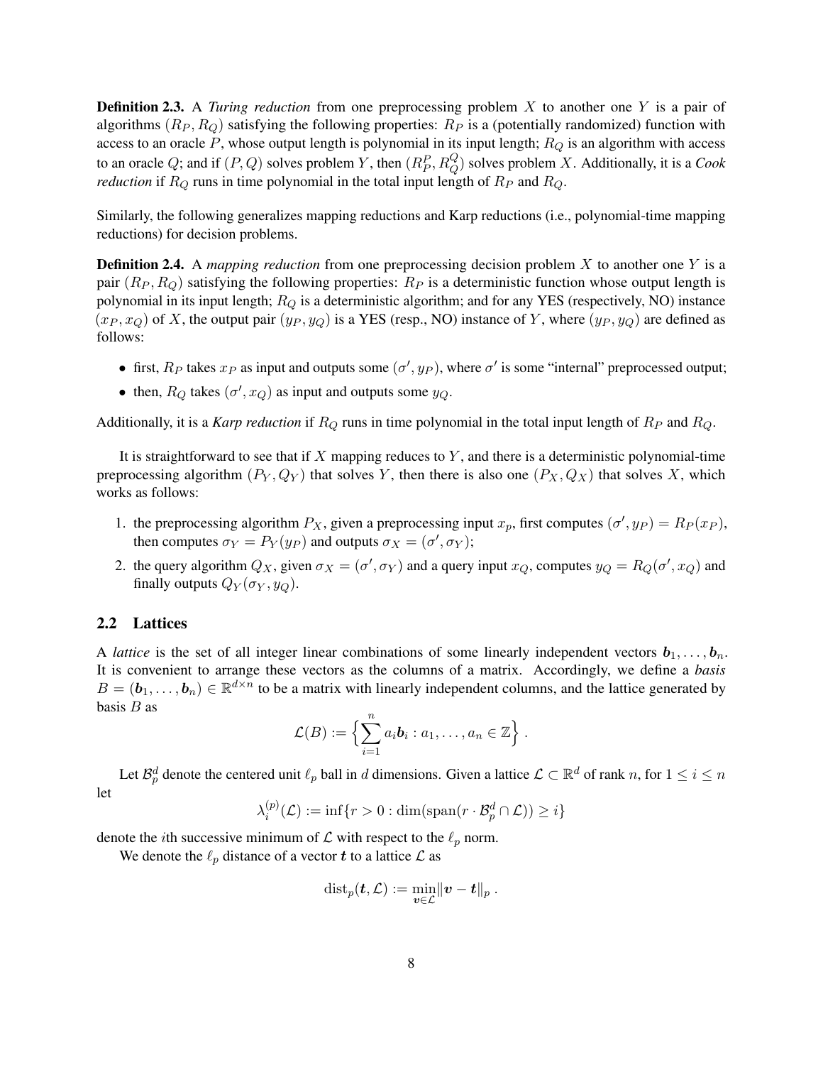**Definition 2.3.** A *Turing reduction* from one preprocessing problem $X$ to another one $Y$ is a pair of algorithms $(R_P, R_Q)$ satisfying the following properties: $R_P$ is a (potentially randomized) function with access to an oracle $P$, whose output length is polynomial in its input length; $R_Q$ is an algorithm with access to an oracle $Q$; and if $(P, Q)$ solves problem $Y$, then $(R_P^P, R_Q^Q)$ solves problem $X$. Additionally, it is a *Cook reduction* if $R_Q$ runs in time polynomial in the total input length of $R_P$ and $R_Q$.

Similarly, the following generalizes mapping reductions and Karp reductions (i.e., polynomial-time mapping reductions) for decision problems.

**Definition 2.4.** A *mapping reduction* from one preprocessing decision problem $X$ to another one $Y$ is a pair $(R_P, R_Q)$ satisfying the following properties: $R_P$ is a deterministic function whose output length is polynomial in its input length; $R_Q$ is a deterministic algorithm; and for any YES (respectively, NO) instance $(x_P, x_Q)$ of $X$, the output pair $(y_P, y_Q)$ is a YES (resp., NO) instance of $Y$, where $(y_P, y_Q)$ are defined as follows:

- first, $R_P$ takes $x_P$ as input and outputs some $(\sigma', y_P)$, where $\sigma'$ is some "internal" preprocessed output;
- then, $R_Q$ takes $(\sigma', x_Q)$ as input and outputs some $y_Q$.

Additionally, it is a *Karp reduction* if $R_Q$ runs in time polynomial in the total input length of $R_P$ and $R_Q$.

It is straightforward to see that if $X$ mapping reduces to $Y$, and there is a deterministic polynomial-time preprocessing algorithm $(P_Y, Q_Y)$ that solves $Y$, then there is also one $(P_X, Q_X)$ that solves $X$, which works as follows:

1. the preprocessing algorithm $P_X$, given a preprocessing input $x_p$, first computes $(\sigma', y_P) = R_P(x_P)$, then computes $\sigma_Y = P_Y(y_P)$ and outputs $\sigma_X = (\sigma', \sigma_Y)$;
2. the query algorithm $Q_X$, given $\sigma_X = (\sigma', \sigma_Y)$ and a query input $x_Q$, computes $y_Q = R_Q(\sigma', x_Q)$ and finally outputs $Q_Y(\sigma_Y, y_Q)$.

## 2.2 Lattices

A *lattice* is the set of all integer linear combinations of some linearly independent vectors $\boldsymbol{b}_1, \ldots, \boldsymbol{b}_n$. It is convenient to arrange these vectors as the columns of a matrix. Accordingly, we define a *basis* $B = (\boldsymbol{b}_1, \ldots, \boldsymbol{b}_n) \in \mathbb{R}^{d \times n}$ to be a matrix with linearly independent columns, and the lattice generated by basis $B$ as

$$\mathcal{L}(B) := \Big\{ \sum_{i=1}^{n} a_i \boldsymbol{b}_i : a_1, \ldots, a_n \in \mathbb{Z} \Big\} .$$

Let $\mathcal{B}_p^d$ denote the centered unit $\ell_p$ ball in $d$ dimensions. Given a lattice $\mathcal{L} \subset \mathbb{R}^d$ of rank $n$, for $1 \le i \le n$ let

$$\lambda_i^{(p)}(\mathcal{L}) := \inf\{r > 0 : \dim(\operatorname{span}(r \cdot \mathcal{B}_p^d \cap \mathcal{L})) \ge i\}$$

denote the $i$th successive minimum of $\mathcal{L}$ with respect to the $\ell_p$ norm.

We denote the $\ell_p$ distance of a vector $\boldsymbol{t}$ to a lattice $\mathcal{L}$ as

$$\operatorname{dist}_p(\boldsymbol{t}, \mathcal{L}) := \min_{\boldsymbol{v} \in \mathcal{L}} \|\boldsymbol{v} - \boldsymbol{t}\|_p .$$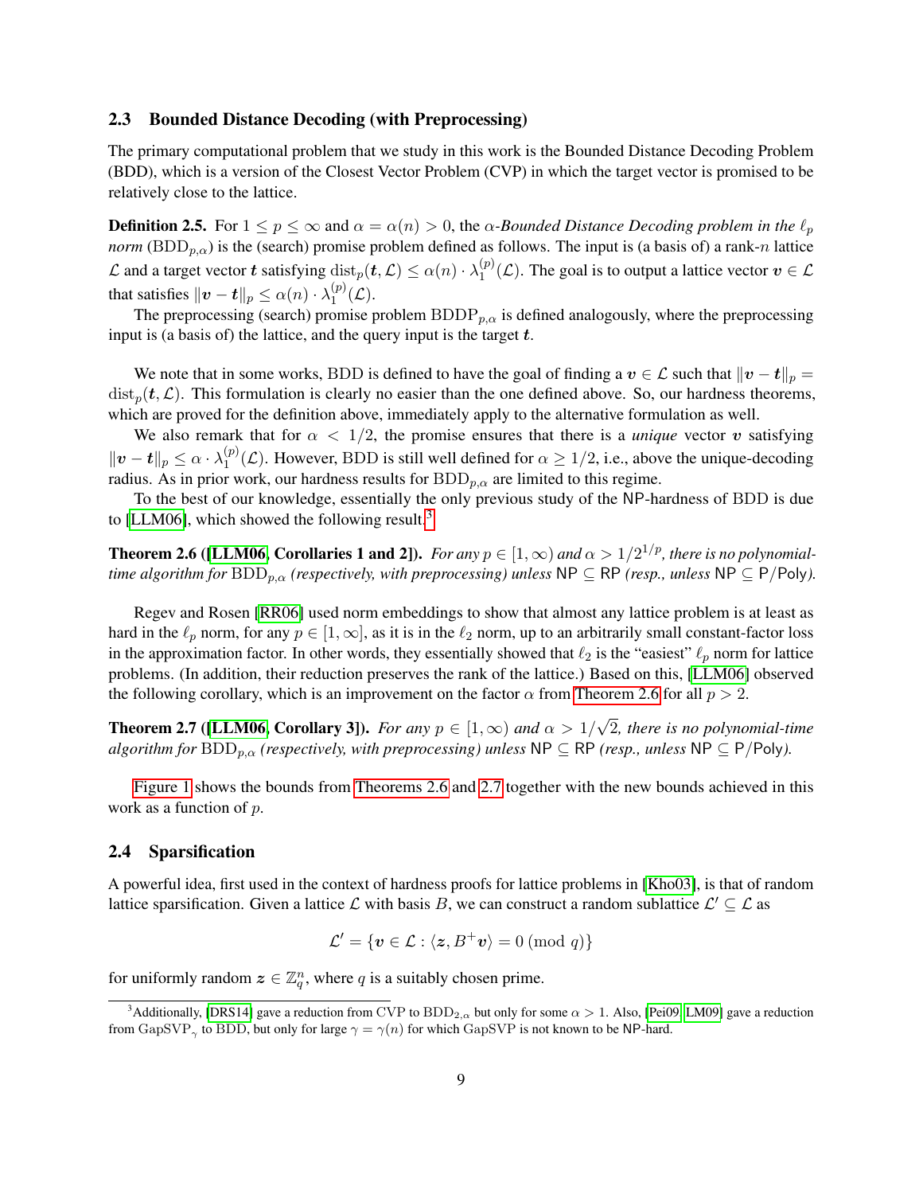## 2.3 Bounded Distance Decoding (with Preprocessing)

The primary computational problem that we study in this work is the Bounded Distance Decoding Problem (BDD), which is a version of the Closest Vector Problem (CVP) in which the target vector is promised to be relatively close to the lattice.

**Definition 2.5.** For $1 \le p \le \infty$ and $\alpha = \alpha(n) > 0$, the *$\alpha$-Bounded Distance Decoding problem in the $\ell_p$ norm* ($\mathrm{BDD}_{p,\alpha}$) is the (search) promise problem defined as follows. The input is (a basis of) a rank-$n$ lattice $\mathcal{L}$ and a target vector $\boldsymbol{t}$ satisfying $\mathrm{dist}_p(\boldsymbol{t}, \mathcal{L}) \le \alpha(n) \cdot \lambda_1^{(p)}(\mathcal{L})$. The goal is to output a lattice vector $\boldsymbol{v} \in \mathcal{L}$ that satisfies $\|\boldsymbol{v} - \boldsymbol{t}\|_p \le \alpha(n) \cdot \lambda_1^{(p)}(\mathcal{L})$.

The preprocessing (search) promise problem $\mathrm{BDDP}_{p,\alpha}$ is defined analogously, where the preprocessing input is (a basis of) the lattice, and the query input is the target $\boldsymbol{t}$.

We note that in some works, BDD is defined to have the goal of finding a $\boldsymbol{v} \in \mathcal{L}$ such that $\|\boldsymbol{v} - \boldsymbol{t}\|_p = \mathrm{dist}_p(\boldsymbol{t}, \mathcal{L})$. This formulation is clearly no easier than the one defined above. So, our hardness theorems, which are proved for the definition above, immediately apply to the alternative formulation as well.

We also remark that for $\alpha < 1/2$, the promise ensures that there is a *unique* vector $\boldsymbol{v}$ satisfying $\|\boldsymbol{v} - \boldsymbol{t}\|_p \le \alpha \cdot \lambda_1^{(p)}(\mathcal{L})$. However, BDD is still well defined for $\alpha \ge 1/2$, i.e., above the unique-decoding radius. As in prior work, our hardness results for $\mathrm{BDD}_{p,\alpha}$ are limited to this regime.

To the best of our knowledge, essentially the only previous study of the NP-hardness of BDD is due to [LLM06], which showed the following result.[3]

**Theorem 2.6 ([LLM06, Corollaries 1 and 2]).** *For any $p \in [1, \infty)$ and $\alpha > 1/2^{1/p}$, there is no polynomial-time algorithm for $\mathrm{BDD}_{p,\alpha}$ (respectively, with preprocessing) unless $\mathsf{NP} \subseteq \mathsf{RP}$ (resp., unless $\mathsf{NP} \subseteq \mathsf{P/Poly}$).*

Regev and Rosen [RR06] used norm embeddings to show that almost any lattice problem is at least as hard in the $\ell_p$ norm, for any $p \in [1, \infty]$, as it is in the $\ell_2$ norm, up to an arbitrarily small constant-factor loss in the approximation factor. In other words, they essentially showed that $\ell_2$ is the "easiest" $\ell_p$ norm for lattice problems. (In addition, their reduction preserves the rank of the lattice.) Based on this, [LLM06] observed the following corollary, which is an improvement on the factor $\alpha$ from Theorem 2.6 for all $p > 2$.

**Theorem 2.7 ([LLM06, Corollary 3]).** *For any $p \in [1, \infty)$ and $\alpha > 1/\sqrt{2}$, there is no polynomial-time algorithm for $\mathrm{BDD}_{p,\alpha}$ (respectively, with preprocessing) unless $\mathsf{NP} \subseteq \mathsf{RP}$ (resp., unless $\mathsf{NP} \subseteq \mathsf{P/Poly}$).*

Figure 1 shows the bounds from Theorems 2.6 and 2.7 together with the new bounds achieved in this work as a function of $p$.

## 2.4 Sparsification

A powerful idea, first used in the context of hardness proofs for lattice problems in [Kho03], is that of random lattice sparsification. Given a lattice $\mathcal{L}$ with basis $B$, we can construct a random sublattice $\mathcal{L}' \subseteq \mathcal{L}$ as

$$\mathcal{L}' = \{\boldsymbol{v} \in \mathcal{L} : \langle \boldsymbol{z}, B^+ \boldsymbol{v} \rangle = 0 \ (\mathrm{mod}\ q)\}$$

for uniformly random $\boldsymbol{z} \in \mathbb{Z}_q^n$, where $q$ is a suitably chosen prime.

[3] Additionally, [DRS14] gave a reduction from CVP to $\mathrm{BDD}_{2,\alpha}$ but only for some $\alpha > 1$. Also, [Pei09, LM09] gave a reduction from $\mathrm{GapSVP}_\gamma$ to BDD, but only for large $\gamma = \gamma(n)$ for which GapSVP is not known to be NP-hard.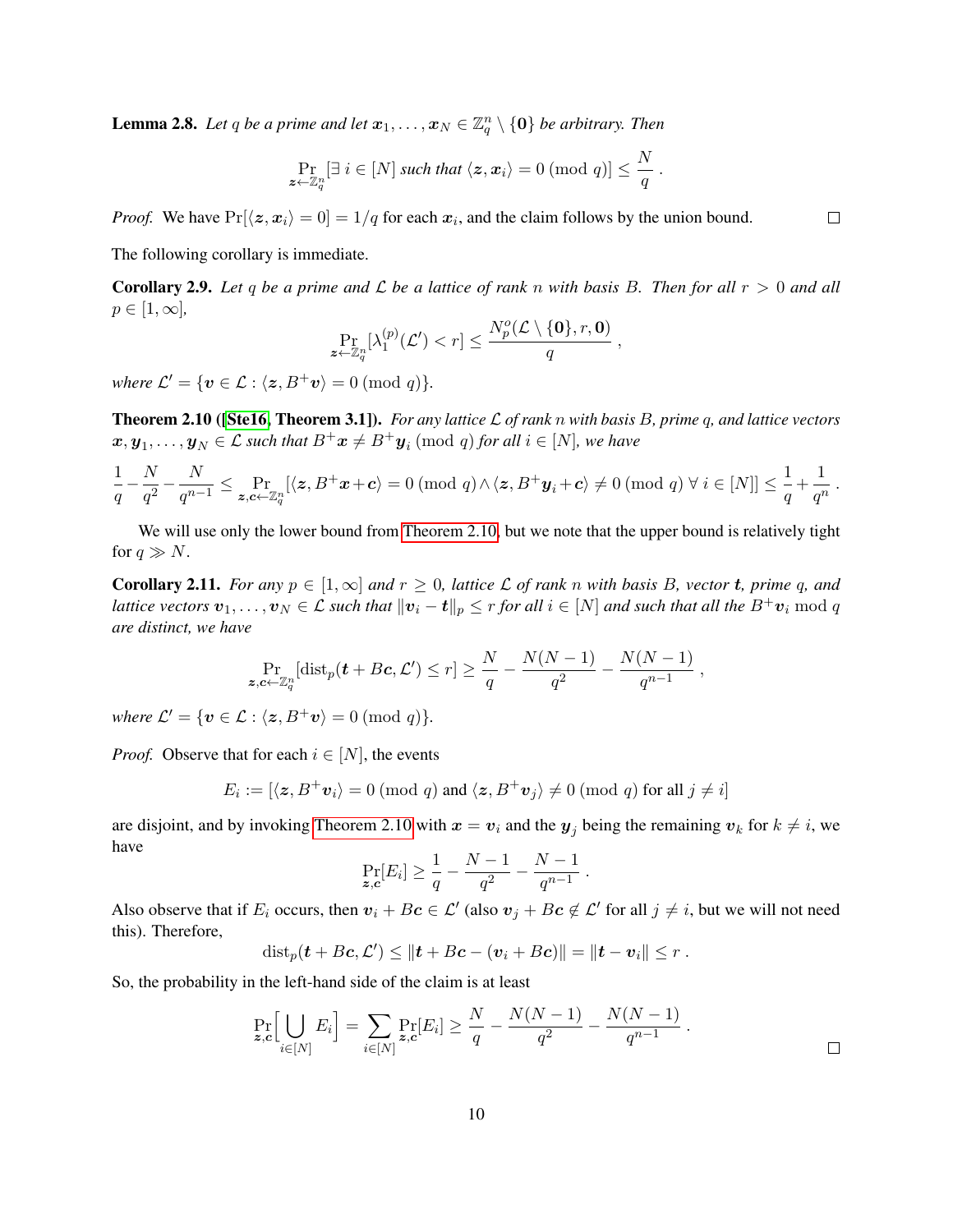**Lemma 2.8.** *Let $q$ be a prime and let $\boldsymbol{x}_1, \ldots, \boldsymbol{x}_N \in \mathbb{Z}_q^n \setminus \{\boldsymbol{0}\}$ be arbitrary. Then*

$$\Pr_{\boldsymbol{z} \leftarrow \mathbb{Z}_q^n}[\exists\, i \in [N] \text{ such that } \langle \boldsymbol{z}, \boldsymbol{x}_i \rangle = 0 \ (\mathrm{mod}\ q)] \leq \frac{N}{q} \,.$$

*Proof.* We have $\Pr[\langle \boldsymbol{z}, \boldsymbol{x}_i \rangle = 0] = 1/q$ for each $\boldsymbol{x}_i$, and the claim follows by the union bound. $\square$

The following corollary is immediate.

**Corollary 2.9.** *Let $q$ be a prime and $\mathcal{L}$ be a lattice of rank $n$ with basis $B$. Then for all $r > 0$ and all $p \in [1, \infty]$,*

$$\Pr_{\boldsymbol{z} \leftarrow \mathbb{Z}_q^n}[\lambda_1^{(p)}(\mathcal{L}') < r] \leq \frac{N_p^o(\mathcal{L} \setminus \{\boldsymbol{0}\}, r, \boldsymbol{0})}{q} \,,$$

*where $\mathcal{L}' = \{\boldsymbol{v} \in \mathcal{L} : \langle \boldsymbol{z}, B^+ \boldsymbol{v} \rangle = 0 \ (\mathrm{mod}\ q)\}$.*

**Theorem 2.10 ([Ste16, Theorem 3.1]).** *For any lattice $\mathcal{L}$ of rank $n$ with basis $B$, prime $q$, and lattice vectors $\boldsymbol{x}, \boldsymbol{y}_1, \ldots, \boldsymbol{y}_N \in \mathcal{L}$ such that $B^+\boldsymbol{x} \neq B^+\boldsymbol{y}_i \ (\mathrm{mod}\ q)$ for all $i \in [N]$, we have*

$$\frac{1}{q} - \frac{N}{q^2} - \frac{N}{q^{n-1}} \leq \Pr_{\boldsymbol{z}, \boldsymbol{c} \leftarrow \mathbb{Z}_q^n}[\langle \boldsymbol{z}, B^+\boldsymbol{x} + \boldsymbol{c} \rangle = 0 \ (\mathrm{mod}\ q) \wedge \langle \boldsymbol{z}, B^+\boldsymbol{y}_i + \boldsymbol{c} \rangle \neq 0 \ (\mathrm{mod}\ q) \ \forall\, i \in [N]] \leq \frac{1}{q} + \frac{1}{q^n} \,.$$

We will use only the lower bound from Theorem 2.10, but we note that the upper bound is relatively tight for $q \gg N$.

**Corollary 2.11.** *For any $p \in [1, \infty]$ and $r \geq 0$, lattice $\mathcal{L}$ of rank $n$ with basis $B$, vector $\boldsymbol{t}$, prime $q$, and lattice vectors $\boldsymbol{v}_1, \ldots, \boldsymbol{v}_N \in \mathcal{L}$ such that $\|\boldsymbol{v}_i - \boldsymbol{t}\|_p \leq r$ for all $i \in [N]$ and such that all the $B^+\boldsymbol{v}_i \bmod q$ are distinct, we have*

$$\Pr_{\boldsymbol{z}, \boldsymbol{c} \leftarrow \mathbb{Z}_q^n}[\mathrm{dist}_p(\boldsymbol{t} + B\boldsymbol{c}, \mathcal{L}') \leq r] \geq \frac{N}{q} - \frac{N(N-1)}{q^2} - \frac{N(N-1)}{q^{n-1}} \,,$$

*where $\mathcal{L}' = \{\boldsymbol{v} \in \mathcal{L} : \langle \boldsymbol{z}, B^+\boldsymbol{v} \rangle = 0 \ (\mathrm{mod}\ q)\}$.*

*Proof.* Observe that for each $i \in [N]$, the events

$$E_i := [\langle \boldsymbol{z}, B^+\boldsymbol{v}_i \rangle = 0 \ (\mathrm{mod}\ q) \text{ and } \langle \boldsymbol{z}, B^+\boldsymbol{v}_j \rangle \neq 0 \ (\mathrm{mod}\ q) \text{ for all } j \neq i]$$

are disjoint, and by invoking Theorem 2.10 with $\boldsymbol{x} = \boldsymbol{v}_i$ and the $\boldsymbol{y}_j$ being the remaining $\boldsymbol{v}_k$ for $k \neq i$, we have

$$\Pr_{\boldsymbol{z}, \boldsymbol{c}}[E_i] \geq \frac{1}{q} - \frac{N-1}{q^2} - \frac{N-1}{q^{n-1}} \,.$$

Also observe that if $E_i$ occurs, then $\boldsymbol{v}_i + B\boldsymbol{c} \in \mathcal{L}'$ (also $\boldsymbol{v}_j + B\boldsymbol{c} \notin \mathcal{L}'$ for all $j \neq i$, but we will not need this). Therefore,

$$\mathrm{dist}_p(\boldsymbol{t} + B\boldsymbol{c}, \mathcal{L}') \leq \|\boldsymbol{t} + B\boldsymbol{c} - (\boldsymbol{v}_i + B\boldsymbol{c})\| = \|\boldsymbol{t} - \boldsymbol{v}_i\| \leq r \,.$$

So, the probability in the left-hand side of the claim is at least

$$\Pr_{\boldsymbol{z}, \boldsymbol{c}}\Big[\bigcup_{i \in [N]} E_i\Big] = \sum_{i \in [N]} \Pr_{\boldsymbol{z}, \boldsymbol{c}}[E_i] \geq \frac{N}{q} - \frac{N(N-1)}{q^2} - \frac{N(N-1)}{q^{n-1}} \,.$$

$\square$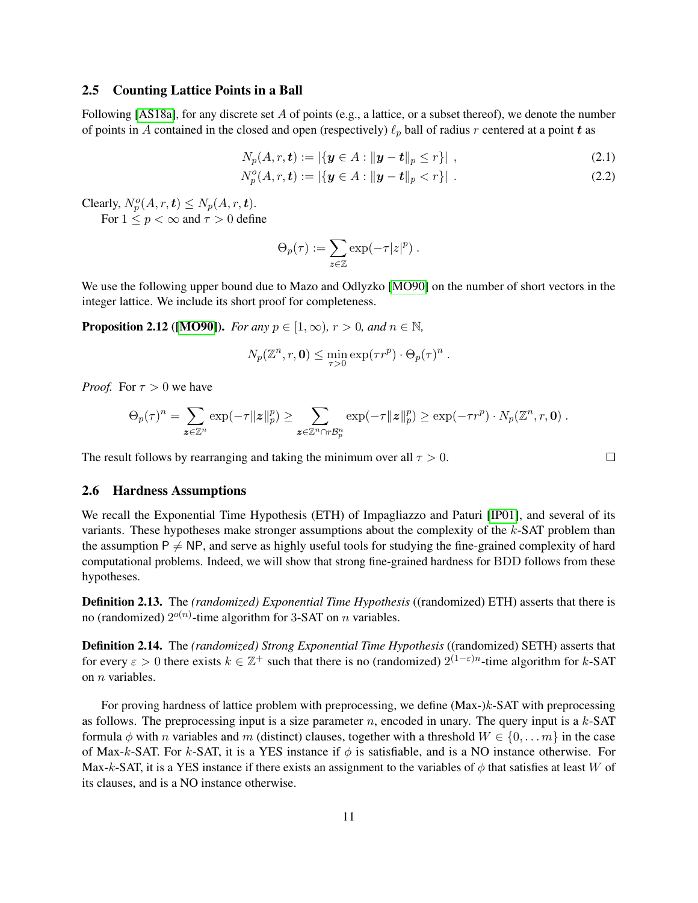### 2.5 Counting Lattice Points in a Ball

Following [AS18a], for any discrete set $A$ of points (e.g., a lattice, or a subset thereof), we denote the number of points in $A$ contained in the closed and open (respectively) $\ell_p$ ball of radius $r$ centered at a point $\boldsymbol{t}$ as

$$N_p(A, r, \boldsymbol{t}) := |\{\boldsymbol{y} \in A : \|\boldsymbol{y} - \boldsymbol{t}\|_p \leq r\}| \ , \tag{2.1}$$

$$N_p^o(A, r, \boldsymbol{t}) := |\{\boldsymbol{y} \in A : \|\boldsymbol{y} - \boldsymbol{t}\|_p < r\}| \ . \tag{2.2}$$

Clearly, $N_p^o(A, r, \boldsymbol{t}) \leq N_p(A, r, \boldsymbol{t})$.

For $1 \leq p < \infty$ and $\tau > 0$ define

$$\Theta_p(\tau) := \sum_{z \in \mathbb{Z}} \exp(-\tau |z|^p) \ .$$

We use the following upper bound due to Mazo and Odlyzko [MO90] on the number of short vectors in the integer lattice. We include its short proof for completeness.

**Proposition 2.12** ([MO90]). *For any $p \in [1, \infty)$, $r > 0$, and $n \in \mathbb{N}$,*

$$N_p(\mathbb{Z}^n, r, \mathbf{0}) \leq \min_{\tau > 0} \exp(\tau r^p) \cdot \Theta_p(\tau)^n \ .$$

*Proof.* For $\tau > 0$ we have

$$\Theta_p(\tau)^n = \sum_{\boldsymbol{z} \in \mathbb{Z}^n} \exp(-\tau \|\boldsymbol{z}\|_p^p) \geq \sum_{\boldsymbol{z} \in \mathbb{Z}^n \cap r\mathcal{B}_p^n} \exp(-\tau \|\boldsymbol{z}\|_p^p) \geq \exp(-\tau r^p) \cdot N_p(\mathbb{Z}^n, r, \mathbf{0}) \ .$$

The result follows by rearranging and taking the minimum over all $\tau > 0$. ∎

### 2.6 Hardness Assumptions

We recall the Exponential Time Hypothesis (ETH) of Impagliazzo and Paturi [IP01], and several of its variants. These hypotheses make stronger assumptions about the complexity of the $k$-SAT problem than the assumption $\mathsf{P} \neq \mathsf{NP}$, and serve as highly useful tools for studying the fine-grained complexity of hard computational problems. Indeed, we will show that strong fine-grained hardness for BDD follows from these hypotheses.

**Definition 2.13.** The *(randomized) Exponential Time Hypothesis* ((randomized) ETH) asserts that there is no (randomized) $2^{o(n)}$-time algorithm for 3-SAT on $n$ variables.

**Definition 2.14.** The *(randomized) Strong Exponential Time Hypothesis* ((randomized) SETH) asserts that for every $\varepsilon > 0$ there exists $k \in \mathbb{Z}^+$ such that there is no (randomized) $2^{(1-\varepsilon)n}$-time algorithm for $k$-SAT on $n$ variables.

For proving hardness of lattice problem with preprocessing, we define (Max-)$k$-SAT with preprocessing as follows. The preprocessing input is a size parameter $n$, encoded in unary. The query input is a $k$-SAT formula $\phi$ with $n$ variables and $m$ (distinct) clauses, together with a threshold $W \in \{0, \ldots m\}$ in the case of Max-$k$-SAT. For $k$-SAT, it is a YES instance if $\phi$ is satisfiable, and is a NO instance otherwise. For Max-$k$-SAT, it is a YES instance if there exists an assignment to the variables of $\phi$ that satisfies at least $W$ of its clauses, and is a NO instance otherwise.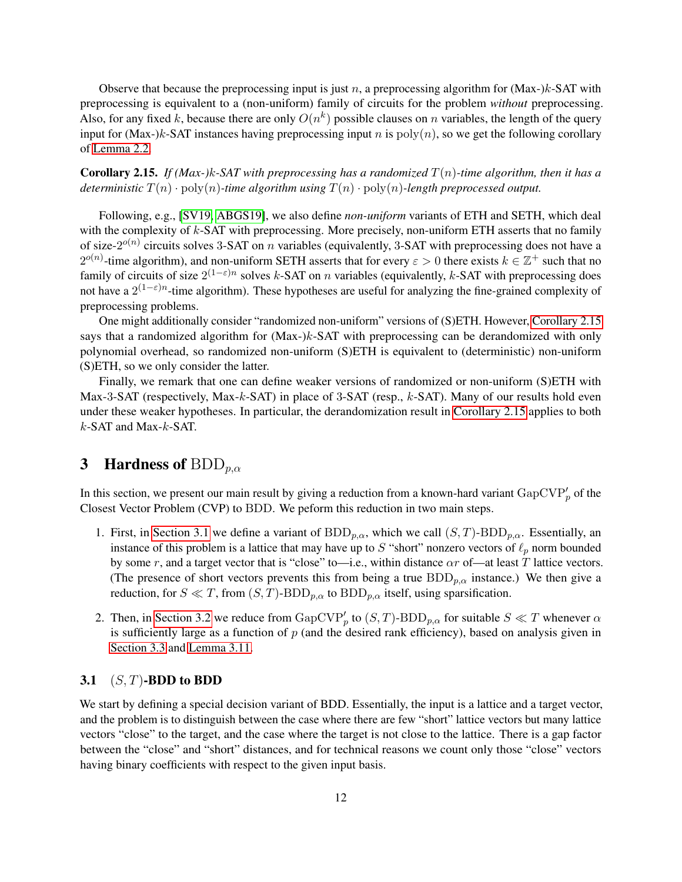Observe that because the preprocessing input is just $n$, a preprocessing algorithm for (Max-)$k$-SAT with preprocessing is equivalent to a (non-uniform) family of circuits for the problem *without* preprocessing. Also, for any fixed $k$, because there are only $O(n^k)$ possible clauses on $n$ variables, the length of the query input for (Max-)$k$-SAT instances having preprocessing input $n$ is $\mathrm{poly}(n)$, so we get the following corollary of Lemma 2.2.

**Corollary 2.15.** *If (Max-)$k$-SAT with preprocessing has a randomized $T(n)$-time algorithm, then it has a deterministic $T(n) \cdot \mathrm{poly}(n)$-time algorithm using $T(n) \cdot \mathrm{poly}(n)$-length preprocessed output.*

Following, e.g., [SV19, ABGS19], we also define *non-uniform* variants of ETH and SETH, which deal with the complexity of $k$-SAT with preprocessing. More precisely, non-uniform ETH asserts that no family of size-$2^{o(n)}$ circuits solves 3-SAT on $n$ variables (equivalently, 3-SAT with preprocessing does not have a $2^{o(n)}$-time algorithm), and non-uniform SETH asserts that for every $\varepsilon > 0$ there exists $k \in \mathbb{Z}^+$ such that no family of circuits of size $2^{(1-\varepsilon)n}$ solves $k$-SAT on $n$ variables (equivalently, $k$-SAT with preprocessing does not have a $2^{(1-\varepsilon)n}$-time algorithm). These hypotheses are useful for analyzing the fine-grained complexity of preprocessing problems.

One might additionally consider "randomized non-uniform" versions of (S)ETH. However, Corollary 2.15 says that a randomized algorithm for (Max-)$k$-SAT with preprocessing can be derandomized with only polynomial overhead, so randomized non-uniform (S)ETH is equivalent to (deterministic) non-uniform (S)ETH, so we only consider the latter.

Finally, we remark that one can define weaker versions of randomized or non-uniform (S)ETH with Max-3-SAT (respectively, Max-$k$-SAT) in place of 3-SAT (resp., $k$-SAT). Many of our results hold even under these weaker hypotheses. In particular, the derandomization result in Corollary 2.15 applies to both $k$-SAT and Max-$k$-SAT.

# 3 Hardness of $\mathrm{BDD}_{p,\alpha}$

In this section, we present our main result by giving a reduction from a known-hard variant $\mathrm{GapCVP}'_p$ of the Closest Vector Problem (CVP) to BDD. We peform this reduction in two main steps.

1. First, in Section 3.1 we define a variant of $\mathrm{BDD}_{p,\alpha}$, which we call $(S,T)$-$\mathrm{BDD}_{p,\alpha}$. Essentially, an instance of this problem is a lattice that may have up to $S$ "short" nonzero vectors of $\ell_p$ norm bounded by some $r$, and a target vector that is "close" to—i.e., within distance $\alpha r$ of—at least $T$ lattice vectors. (The presence of short vectors prevents this from being a true $\mathrm{BDD}_{p,\alpha}$ instance.) We then give a reduction, for $S \ll T$, from $(S,T)$-$\mathrm{BDD}_{p,\alpha}$ to $\mathrm{BDD}_{p,\alpha}$ itself, using sparsification.
2. Then, in Section 3.2 we reduce from $\mathrm{GapCVP}'_p$ to $(S,T)$-$\mathrm{BDD}_{p,\alpha}$ for suitable $S \ll T$ whenever $\alpha$ is sufficiently large as a function of $p$ (and the desired rank efficiency), based on analysis given in Section 3.3 and Lemma 3.11.

## 3.1 $(S,T)$-BDD to BDD

We start by defining a special decision variant of BDD. Essentially, the input is a lattice and a target vector, and the problem is to distinguish between the case where there are few "short" lattice vectors but many lattice vectors "close" to the target, and the case where the target is not close to the lattice. There is a gap factor between the "close" and "short" distances, and for technical reasons we count only those "close" vectors having binary coefficients with respect to the given input basis.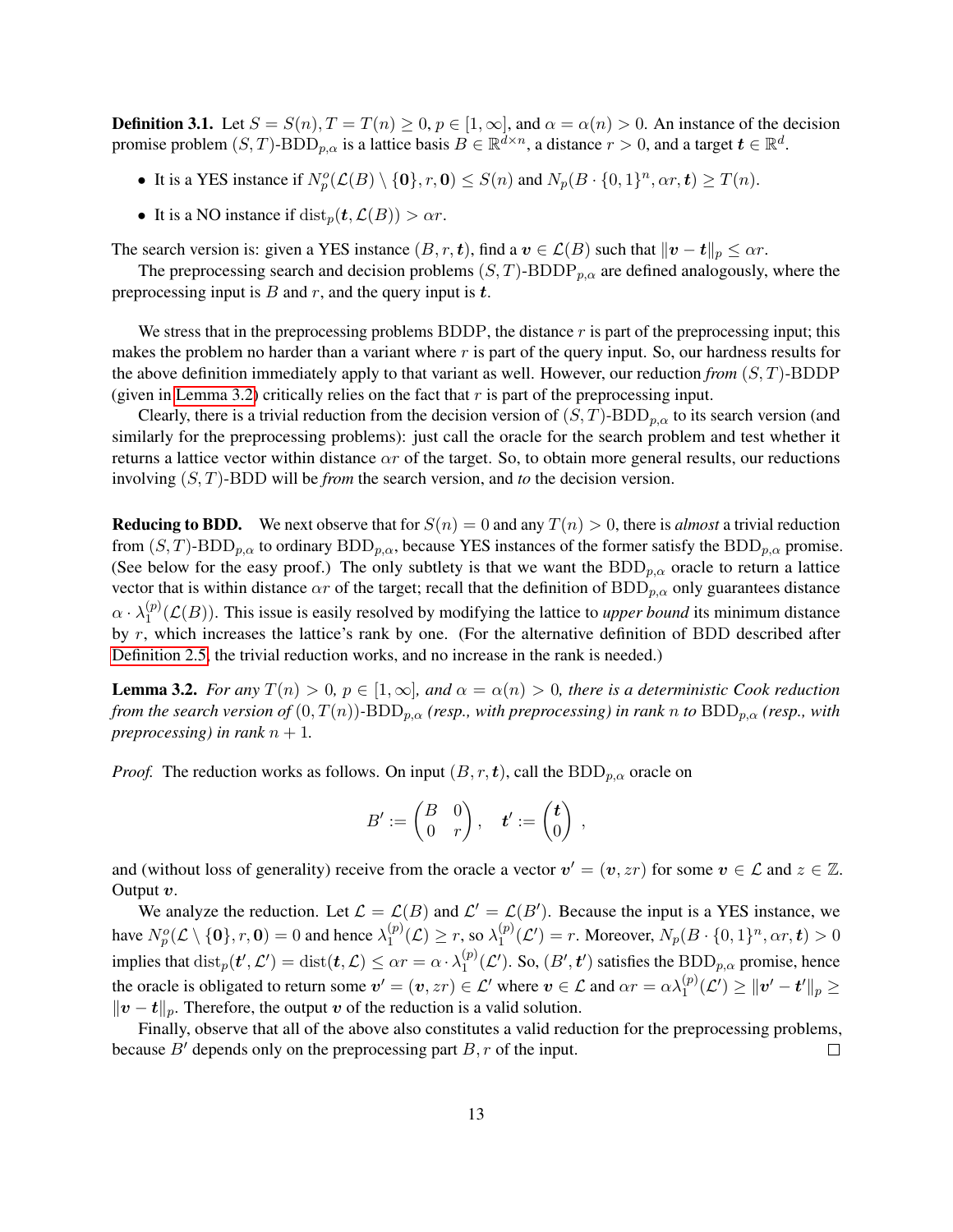**Definition 3.1.** Let $S = S(n), T = T(n) \geq 0$, $p \in [1, \infty]$, and $\alpha = \alpha(n) > 0$. An instance of the decision promise problem $(S, T)\text{-BDD}_{p,\alpha}$ is a lattice basis $B \in \mathbb{R}^{d \times n}$, a distance $r > 0$, and a target $\boldsymbol{t} \in \mathbb{R}^d$.

- It is a YES instance if $N_p^o(\mathcal{L}(B) \setminus \{\mathbf{0}\}, r, \mathbf{0}) \leq S(n)$ and $N_p(B \cdot \{0,1\}^n, \alpha r, \boldsymbol{t}) \geq T(n)$.
- It is a NO instance if $\operatorname{dist}_p(\boldsymbol{t}, \mathcal{L}(B)) > \alpha r$.

The search version is: given a YES instance $(B, r, \boldsymbol{t})$, find a $\boldsymbol{v} \in \mathcal{L}(B)$ such that $\|\boldsymbol{v} - \boldsymbol{t}\|_p \leq \alpha r$.

The preprocessing search and decision problems $(S, T)\text{-BDDP}_{p,\alpha}$ are defined analogously, where the preprocessing input is $B$ and $r$, and the query input is $\boldsymbol{t}$.

We stress that in the preprocessing problems BDDP, the distance $r$ is part of the preprocessing input; this makes the problem no harder than a variant where $r$ is part of the query input. So, our hardness results for the above definition immediately apply to that variant as well. However, our reduction *from* $(S, T)$-BDDP (given in Lemma 3.2) critically relies on the fact that $r$ is part of the preprocessing input.

Clearly, there is a trivial reduction from the decision version of $(S, T)\text{-BDD}_{p,\alpha}$ to its search version (and similarly for the preprocessing problems): just call the oracle for the search problem and test whether it returns a lattice vector within distance $\alpha r$ of the target. So, to obtain more general results, our reductions involving $(S, T)$-BDD will be *from* the search version, and *to* the decision version.

**Reducing to BDD.** We next observe that for $S(n) = 0$ and any $T(n) > 0$, there is *almost* a trivial reduction from $(S, T)\text{-BDD}_{p,\alpha}$ to ordinary $\text{BDD}_{p,\alpha}$, because YES instances of the former satisfy the $\text{BDD}_{p,\alpha}$ promise. (See below for the easy proof.) The only subtlety is that we want the $\text{BDD}_{p,\alpha}$ oracle to return a lattice vector that is within distance $\alpha r$ of the target; recall that the definition of $\text{BDD}_{p,\alpha}$ only guarantees distance $\alpha \cdot \lambda_1^{(p)}(\mathcal{L}(B))$. This issue is easily resolved by modifying the lattice to *upper bound* its minimum distance by $r$, which increases the lattice's rank by one. (For the alternative definition of BDD described after Definition 2.5, the trivial reduction works, and no increase in the rank is needed.)

**Lemma 3.2.** *For any $T(n) > 0$, $p \in [1, \infty]$, and $\alpha = \alpha(n) > 0$, there is a deterministic Cook reduction from the search version of $(0, T(n))\text{-BDD}_{p,\alpha}$ (resp., with preprocessing) in rank $n$ to $\text{BDD}_{p,\alpha}$ (resp., with preprocessing) in rank $n + 1$.*

*Proof.* The reduction works as follows. On input $(B, r, \boldsymbol{t})$, call the $\text{BDD}_{p,\alpha}$ oracle on

$$B' := \begin{pmatrix} B & 0 \\ 0 & r \end{pmatrix}, \quad \boldsymbol{t}' := \begin{pmatrix} \boldsymbol{t} \\ 0 \end{pmatrix},$$

and (without loss of generality) receive from the oracle a vector $\boldsymbol{v}' = (\boldsymbol{v}, zr)$ for some $\boldsymbol{v} \in \mathcal{L}$ and $z \in \mathbb{Z}$. Output $\boldsymbol{v}$.

We analyze the reduction. Let $\mathcal{L} = \mathcal{L}(B)$ and $\mathcal{L}' = \mathcal{L}(B')$. Because the input is a YES instance, we have $N_p^o(\mathcal{L} \setminus \{\mathbf{0}\}, r, \mathbf{0}) = 0$ and hence $\lambda_1^{(p)}(\mathcal{L}) \geq r$, so $\lambda_1^{(p)}(\mathcal{L}') = r$. Moreover, $N_p(B \cdot \{0,1\}^n, \alpha r, \boldsymbol{t}) > 0$ implies that $\operatorname{dist}_p(\boldsymbol{t}', \mathcal{L}') = \operatorname{dist}(\boldsymbol{t}, \mathcal{L}) \leq \alpha r = \alpha \cdot \lambda_1^{(p)}(\mathcal{L}')$. So, $(B', \boldsymbol{t}')$ satisfies the $\text{BDD}_{p,\alpha}$ promise, hence the oracle is obligated to return some $\boldsymbol{v}' = (\boldsymbol{v}, zr) \in \mathcal{L}'$ where $\boldsymbol{v} \in \mathcal{L}$ and $\alpha r = \alpha \lambda_1^{(p)}(\mathcal{L}') \geq \|\boldsymbol{v}' - \boldsymbol{t}'\|_p \geq \|\boldsymbol{v} - \boldsymbol{t}\|_p$. Therefore, the output $\boldsymbol{v}$ of the reduction is a valid solution.

Finally, observe that all of the above also constitutes a valid reduction for the preprocessing problems, because $B'$ depends only on the preprocessing part $B, r$ of the input. □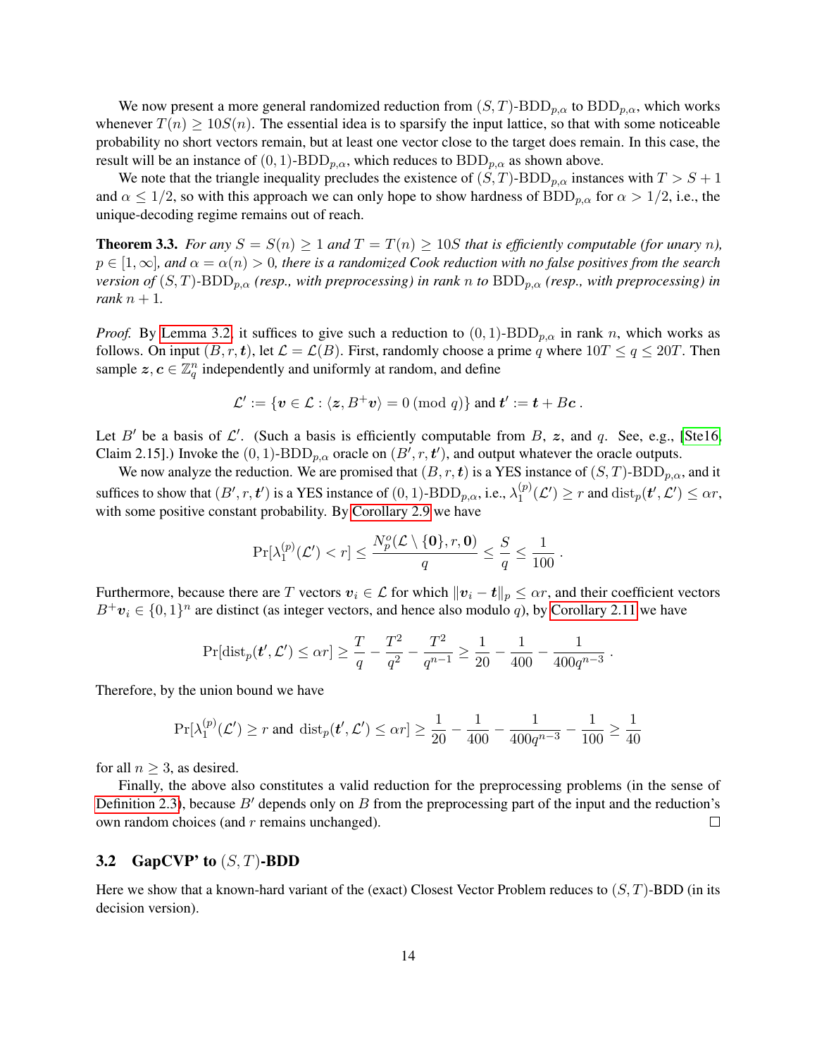We now present a more general randomized reduction from $(S,T)$-$\mathrm{BDD}_{p,\alpha}$ to $\mathrm{BDD}_{p,\alpha}$, which works whenever $T(n) \geq 10S(n)$. The essential idea is to sparsify the input lattice, so that with some noticeable probability no short vectors remain, but at least one vector close to the target does remain. In this case, the result will be an instance of $(0,1)$-$\mathrm{BDD}_{p,\alpha}$, which reduces to $\mathrm{BDD}_{p,\alpha}$ as shown above.

We note that the triangle inequality precludes the existence of $(S,T)$-$\mathrm{BDD}_{p,\alpha}$ instances with $T > S+1$ and $\alpha \leq 1/2$, so with this approach we can only hope to show hardness of $\mathrm{BDD}_{p,\alpha}$ for $\alpha > 1/2$, i.e., the unique-decoding regime remains out of reach.

**Theorem 3.3.** *For any $S = S(n) \geq 1$ and $T = T(n) \geq 10S$ that is efficiently computable (for unary $n$), $p \in [1,\infty]$, and $\alpha = \alpha(n) > 0$, there is a randomized Cook reduction with no false positives from the search version of $(S,T)$-$\mathrm{BDD}_{p,\alpha}$ (resp., with preprocessing) in rank $n$ to $\mathrm{BDD}_{p,\alpha}$ (resp., with preprocessing) in rank $n+1$.*

*Proof.* By Lemma 3.2, it suffices to give such a reduction to $(0,1)$-$\mathrm{BDD}_{p,\alpha}$ in rank $n$, which works as follows. On input $(B, r, \boldsymbol{t})$, let $\mathcal{L} = \mathcal{L}(B)$. First, randomly choose a prime $q$ where $10T \leq q \leq 20T$. Then sample $\boldsymbol{z}, \boldsymbol{c} \in \mathbb{Z}_q^n$ independently and uniformly at random, and define

$$\mathcal{L}' := \{\boldsymbol{v} \in \mathcal{L} : \langle \boldsymbol{z}, B^+\boldsymbol{v}\rangle = 0 \ (\mathrm{mod}\ q)\} \text{ and } \boldsymbol{t}' := \boldsymbol{t} + B\boldsymbol{c}\,.$$

Let $B'$ be a basis of $\mathcal{L}'$. (Such a basis is efficiently computable from $B$, $\boldsymbol{z}$, and $q$. See, e.g., [Ste16, Claim 2.15].) Invoke the $(0,1)$-$\mathrm{BDD}_{p,\alpha}$ oracle on $(B', r, \boldsymbol{t}')$, and output whatever the oracle outputs.

We now analyze the reduction. We are promised that $(B, r, \boldsymbol{t})$ is a YES instance of $(S,T)$-$\mathrm{BDD}_{p,\alpha}$, and it suffices to show that $(B', r, \boldsymbol{t}')$ is a YES instance of $(0,1)$-$\mathrm{BDD}_{p,\alpha}$, i.e., $\lambda_1^{(p)}(\mathcal{L}') \geq r$ and $\mathrm{dist}_p(\boldsymbol{t}', \mathcal{L}') \leq \alpha r$, with some positive constant probability. By Corollary 2.9 we have

$$\Pr[\lambda_1^{(p)}(\mathcal{L}') < r] \leq \frac{N_p^o(\mathcal{L} \setminus \{\boldsymbol{0}\}, r, \boldsymbol{0})}{q} \leq \frac{S}{q} \leq \frac{1}{100}\,.$$

Furthermore, because there are $T$ vectors $\boldsymbol{v}_i \in \mathcal{L}$ for which $\|\boldsymbol{v}_i - \boldsymbol{t}\|_p \leq \alpha r$, and their coefficient vectors $B^+\boldsymbol{v}_i \in \{0,1\}^n$ are distinct (as integer vectors, and hence also modulo $q$), by Corollary 2.11 we have

$$\Pr[\mathrm{dist}_p(\boldsymbol{t}', \mathcal{L}') \leq \alpha r] \geq \frac{T}{q} - \frac{T^2}{q^2} - \frac{T^2}{q^{n-1}} \geq \frac{1}{20} - \frac{1}{400} - \frac{1}{400 q^{n-3}}\,.$$

Therefore, by the union bound we have

$$\Pr[\lambda_1^{(p)}(\mathcal{L}') \geq r \text{ and } \mathrm{dist}_p(\boldsymbol{t}', \mathcal{L}') \leq \alpha r] \geq \frac{1}{20} - \frac{1}{400} - \frac{1}{400 q^{n-3}} - \frac{1}{100} \geq \frac{1}{40}$$

for all $n \geq 3$, as desired.

Finally, the above also constitutes a valid reduction for the preprocessing problems (in the sense of Definition 2.3), because $B'$ depends only on $B$ from the preprocessing part of the input and the reduction's own random choices (and $r$ remains unchanged). $\square$

### 3.2 GapCVP' to $(S,T)$-BDD

Here we show that a known-hard variant of the (exact) Closest Vector Problem reduces to $(S,T)$-BDD (in its decision version).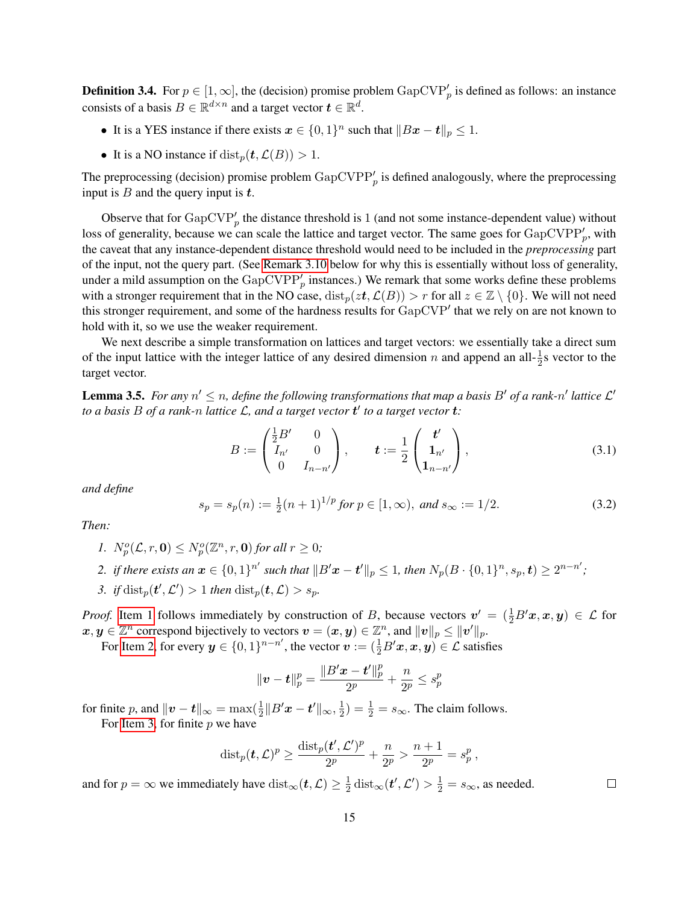**Definition 3.4.** For $p \in [1, \infty]$, the (decision) promise problem $\mathrm{GapCVP}'_p$ is defined as follows: an instance consists of a basis $B \in \mathbb{R}^{d \times n}$ and a target vector $\boldsymbol{t} \in \mathbb{R}^d$.

- It is a YES instance if there exists $\boldsymbol{x} \in \{0,1\}^n$ such that $\|B\boldsymbol{x} - \boldsymbol{t}\|_p \le 1$.
- It is a NO instance if $\mathrm{dist}_p(\boldsymbol{t}, \mathcal{L}(B)) > 1$.

The preprocessing (decision) promise problem $\mathrm{GapCVPP}'_p$ is defined analogously, where the preprocessing input is $B$ and the query input is $\boldsymbol{t}$.

Observe that for $\mathrm{GapCVP}'_p$ the distance threshold is 1 (and not some instance-dependent value) without loss of generality, because we can scale the lattice and target vector. The same goes for $\mathrm{GapCVPP}'_p$, with the caveat that any instance-dependent distance threshold would need to be included in the *preprocessing* part of the input, not the query part. (See Remark 3.10 below for why this is essentially without loss of generality, under a mild assumption on the $\mathrm{GapCVPP}'_p$ instances.) We remark that some works define these problems with a stronger requirement that in the NO case, $\mathrm{dist}_p(z\boldsymbol{t}, \mathcal{L}(B)) > r$ for all $z \in \mathbb{Z} \setminus \{0\}$. We will not need this stronger requirement, and some of the hardness results for $\mathrm{GapCVP}'$ that we rely on are not known to hold with it, so we use the weaker requirement.

We next describe a simple transformation on lattices and target vectors: we essentially take a direct sum of the input lattice with the integer lattice of any desired dimension $n$ and append an all-$\frac{1}{2}$s vector to the target vector.

**Lemma 3.5.** *For any $n' \le n$, define the following transformations that map a basis $B'$ of a rank-$n'$ lattice $\mathcal{L}'$ to a basis $B$ of a rank-$n$ lattice $\mathcal{L}$, and a target vector $\boldsymbol{t}'$ to a target vector $\boldsymbol{t}$:*

$$B := \begin{pmatrix} \frac{1}{2}B' & 0 \\ I_{n'} & 0 \\ 0 & I_{n-n'} \end{pmatrix}, \qquad \boldsymbol{t} := \frac{1}{2}\begin{pmatrix} \boldsymbol{t}' \\ \mathbf{1}_{n'} \\ \mathbf{1}_{n-n'} \end{pmatrix}, \tag{3.1}$$

*and define*

$$s_p = s_p(n) := \tfrac{1}{2}(n+1)^{1/p} \text{ for } p \in [1,\infty), \text{ and } s_\infty := 1/2. \tag{3.2}$$

*Then:*

1. *$N^o_p(\mathcal{L}, r, \mathbf{0}) \le N^o_p(\mathbb{Z}^n, r, \mathbf{0})$ for all $r \ge 0$;*
2. *if there exists an $\boldsymbol{x} \in \{0,1\}^{n'}$ such that $\|B'\boldsymbol{x} - \boldsymbol{t}'\|_p \le 1$, then $N_p(B \cdot \{0,1\}^n, s_p, \boldsymbol{t}) \ge 2^{n-n'}$;*
3. *if $\mathrm{dist}_p(\boldsymbol{t}', \mathcal{L}') > 1$ then $\mathrm{dist}_p(\boldsymbol{t}, \mathcal{L}) > s_p$.*

*Proof.* Item 1 follows immediately by construction of $B$, because vectors $\boldsymbol{v}' = (\frac{1}{2}B'\boldsymbol{x}, \boldsymbol{x}, \boldsymbol{y}) \in \mathcal{L}$ for $\boldsymbol{x}, \boldsymbol{y} \in \mathbb{Z}^n$ correspond bijectively to vectors $\boldsymbol{v} = (\boldsymbol{x}, \boldsymbol{y}) \in \mathbb{Z}^n$, and $\|\boldsymbol{v}\|_p \le \|\boldsymbol{v}'\|_p$.

For Item 2, for every $\boldsymbol{y} \in \{0,1\}^{n-n'}$, the vector $\boldsymbol{v} := (\frac{1}{2}B'\boldsymbol{x}, \boldsymbol{x}, \boldsymbol{y}) \in \mathcal{L}$ satisfies

$$\|\boldsymbol{v} - \boldsymbol{t}\|_p^p = \frac{\|B'\boldsymbol{x} - \boldsymbol{t}'\|_p^p}{2^p} + \frac{n}{2^p} \le s_p^p$$

for finite $p$, and $\|\boldsymbol{v} - \boldsymbol{t}\|_\infty = \max(\frac{1}{2}\|B'\boldsymbol{x} - \boldsymbol{t}'\|_\infty, \frac{1}{2}) = \frac{1}{2} = s_\infty$. The claim follows.

For Item 3, for finite $p$ we have

$$\mathrm{dist}_p(\boldsymbol{t}, \mathcal{L})^p \ge \frac{\mathrm{dist}_p(\boldsymbol{t}', \mathcal{L}')^p}{2^p} + \frac{n}{2^p} > \frac{n+1}{2^p} = s_p^p\,,$$

and for $p = \infty$ we immediately have $\mathrm{dist}_\infty(\boldsymbol{t}, \mathcal{L}) \ge \frac{1}{2}\,\mathrm{dist}_\infty(\boldsymbol{t}', \mathcal{L}') > \frac{1}{2} = s_\infty$, as needed. $\square$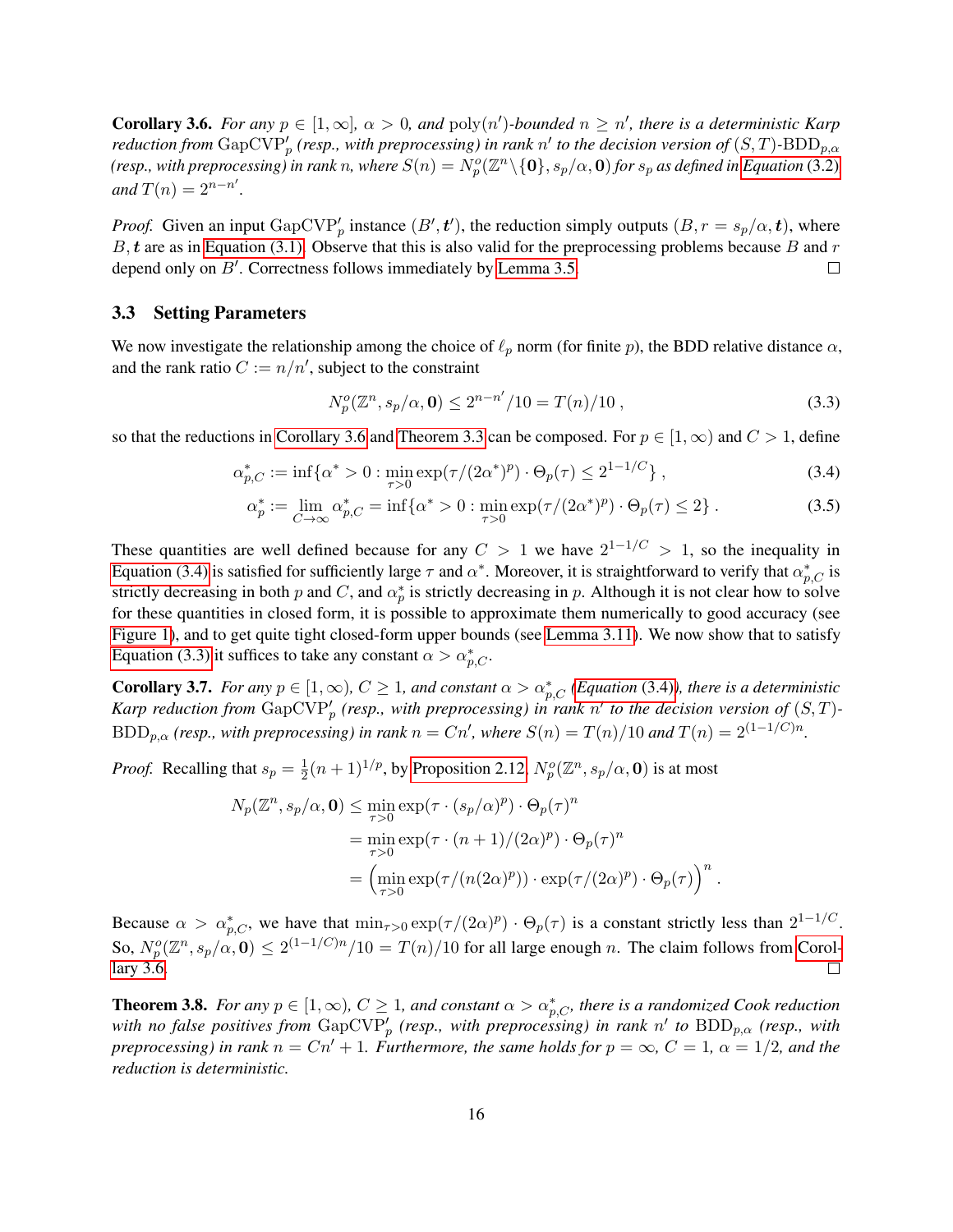**Corollary 3.6.** *For any $p \in [1, \infty]$, $\alpha > 0$, and $\mathrm{poly}(n')$-bounded $n \geq n'$, there is a deterministic Karp reduction from $\mathrm{GapCVP}'_p$ (resp., with preprocessing) in rank $n'$ to the decision version of $(S, T)$-$\mathrm{BDD}_{p,\alpha}$ (resp., with preprocessing) in rank $n$, where $S(n) = N^o_p(\mathbb{Z}^n \backslash \{\mathbf{0}\}, s_p/\alpha, \mathbf{0})$ for $s_p$ as defined in Equation (3.2) and $T(n) = 2^{n-n'}$.*

*Proof.* Given an input $\mathrm{GapCVP}'_p$ instance $(B', \boldsymbol{t}')$, the reduction simply outputs $(B, r = s_p/\alpha, \boldsymbol{t})$, where $B, \boldsymbol{t}$ are as in Equation (3.1). Observe that this is also valid for the preprocessing problems because $B$ and $r$ depend only on $B'$. Correctness follows immediately by Lemma 3.5. □

### 3.3 Setting Parameters

We now investigate the relationship among the choice of $\ell_p$ norm (for finite $p$), the BDD relative distance $\alpha$, and the rank ratio $C := n/n'$, subject to the constraint

$$N^o_p(\mathbb{Z}^n, s_p/\alpha, \mathbf{0}) \leq 2^{n-n'}/10 = T(n)/10 \,, \tag{3.3}$$

so that the reductions in Corollary 3.6 and Theorem 3.3 can be composed. For $p \in [1, \infty)$ and $C > 1$, define

$$\alpha^*_{p,C} := \inf\{\alpha^* > 0 : \min_{\tau > 0} \exp(\tau/(2\alpha^*)^p) \cdot \Theta_p(\tau) \leq 2^{1-1/C}\} \,, \tag{3.4}$$

$$\alpha^*_p := \lim_{C \to \infty} \alpha^*_{p,C} = \inf\{\alpha^* > 0 : \min_{\tau > 0} \exp(\tau/(2\alpha^*)^p) \cdot \Theta_p(\tau) \leq 2\} \,. \tag{3.5}$$

These quantities are well defined because for any $C > 1$ we have $2^{1-1/C} > 1$, so the inequality in Equation (3.4) is satisfied for sufficiently large $\tau$ and $\alpha^*$. Moreover, it is straightforward to verify that $\alpha^*_{p,C}$ is strictly decreasing in both $p$ and $C$, and $\alpha^*_p$ is strictly decreasing in $p$. Although it is not clear how to solve for these quantities in closed form, it is possible to approximate them numerically to good accuracy (see Figure 1), and to get quite tight closed-form upper bounds (see Lemma 3.11). We now show that to satisfy Equation (3.3) it suffices to take any constant $\alpha > \alpha^*_{p,C}$.

**Corollary 3.7.** *For any $p \in [1, \infty)$, $C \geq 1$, and constant $\alpha > \alpha^*_{p,C}$ (Equation (3.4)), there is a deterministic Karp reduction from $\mathrm{GapCVP}'_p$ (resp., with preprocessing) in rank $n'$ to the decision version of $(S, T)$-$\mathrm{BDD}_{p,\alpha}$ (resp., with preprocessing) in rank $n = Cn'$, where $S(n) = T(n)/10$ and $T(n) = 2^{(1-1/C)n}$.*

*Proof.* Recalling that $s_p = \frac{1}{2}(n+1)^{1/p}$, by Proposition 2.12, $N^o_p(\mathbb{Z}^n, s_p/\alpha, \mathbf{0})$ is at most

$$\begin{aligned}
N_p(\mathbb{Z}^n, s_p/\alpha, \mathbf{0}) &\leq \min_{\tau > 0} \exp(\tau \cdot (s_p/\alpha)^p) \cdot \Theta_p(\tau)^n \\
&= \min_{\tau > 0} \exp(\tau \cdot (n+1)/(2\alpha)^p) \cdot \Theta_p(\tau)^n \\
&= \Big(\min_{\tau > 0} \exp(\tau/(n(2\alpha)^p)) \cdot \exp(\tau/(2\alpha)^p) \cdot \Theta_p(\tau)\Big)^n \,.
\end{aligned}$$

Because $\alpha > \alpha^*_{p,C}$, we have that $\min_{\tau > 0} \exp(\tau/(2\alpha)^p) \cdot \Theta_p(\tau)$ is a constant strictly less than $2^{1-1/C}$. So, $N^o_p(\mathbb{Z}^n, s_p/\alpha, \mathbf{0}) \leq 2^{(1-1/C)n}/10 = T(n)/10$ for all large enough $n$. The claim follows from Corollary 3.6. □

**Theorem 3.8.** *For any $p \in [1, \infty)$, $C \geq 1$, and constant $\alpha > \alpha^*_{p,C}$, there is a randomized Cook reduction with no false positives from $\mathrm{GapCVP}'_p$ (resp., with preprocessing) in rank $n'$ to $\mathrm{BDD}_{p,\alpha}$ (resp., with preprocessing) in rank $n = Cn' + 1$. Furthermore, the same holds for $p = \infty$, $C = 1$, $\alpha = 1/2$, and the reduction is deterministic.*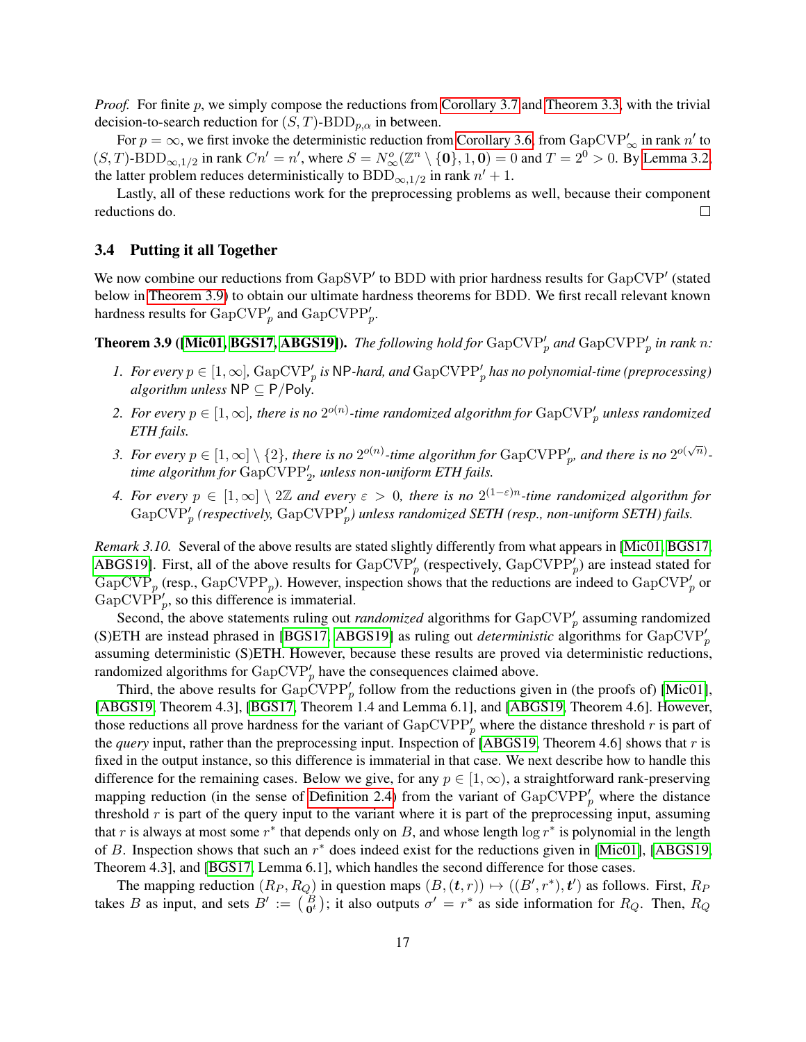*Proof.* For finite $p$, we simply compose the reductions from Corollary 3.7 and Theorem 3.3, with the trivial decision-to-search reduction for $(S,T)$-$\mathrm{BDD}_{p,\alpha}$ in between.

For $p = \infty$, we first invoke the deterministic reduction from Corollary 3.6, from $\mathrm{GapCVP}'_\infty$ in rank $n'$ to $(S,T)$-$\mathrm{BDD}_{\infty,1/2}$ in rank $Cn' = n'$, where $S = N^o_\infty(\mathbb{Z}^n \setminus \{\mathbf{0}\}, 1, \mathbf{0}) = 0$ and $T = 2^0 > 0$. By Lemma 3.2, the latter problem reduces deterministically to $\mathrm{BDD}_{\infty,1/2}$ in rank $n'+1$.

Lastly, all of these reductions work for the preprocessing problems as well, because their component reductions do. □

### 3.4 Putting it all Together

We now combine our reductions from $\mathrm{GapSVP}'$ to BDD with prior hardness results for $\mathrm{GapCVP}'$ (stated below in Theorem 3.9) to obtain our ultimate hardness theorems for BDD. We first recall relevant known hardness results for $\mathrm{GapCVP}'_p$ and $\mathrm{GapCVPP}'_p$.

**Theorem 3.9 ([Mic01, BGS17, ABGS19]).** *The following hold for $\mathrm{GapCVP}'_p$ and $\mathrm{GapCVPP}'_p$ in rank $n$:*

1. *For every $p \in [1,\infty]$, $\mathrm{GapCVP}'_p$ is NP-hard, and $\mathrm{GapCVPP}'_p$ has no polynomial-time (preprocessing) algorithm unless $\mathsf{NP} \subseteq \mathsf{P/Poly}$.*
2. *For every $p \in [1,\infty]$, there is no $2^{o(n)}$-time randomized algorithm for $\mathrm{GapCVP}'_p$ unless randomized ETH fails.*
3. *For every $p \in [1,\infty] \setminus \{2\}$, there is no $2^{o(n)}$-time algorithm for $\mathrm{GapCVPP}'_p$, and there is no $2^{o(\sqrt{n})}$-time algorithm for $\mathrm{GapCVPP}'_2$, unless non-uniform ETH fails.*
4. *For every $p \in [1,\infty] \setminus 2\mathbb{Z}$ and every $\varepsilon > 0$, there is no $2^{(1-\varepsilon)n}$-time randomized algorithm for $\mathrm{GapCVP}'_p$ (respectively, $\mathrm{GapCVPP}'_p$) unless randomized SETH (resp., non-uniform SETH) fails.*

*Remark 3.10.* Several of the above results are stated slightly differently from what appears in [Mic01, BGS17, ABGS19]. First, all of the above results for $\mathrm{GapCVP}'_p$ (respectively, $\mathrm{GapCVPP}'_p$) are instead stated for $\mathrm{GapCVP}_p$ (resp., $\mathrm{GapCVPP}_p$). However, inspection shows that the reductions are indeed to $\mathrm{GapCVP}'_p$ or $\mathrm{GapCVPP}'_p$, so this difference is immaterial.

Second, the above statements ruling out *randomized* algorithms for $\mathrm{GapCVP}'_p$ assuming randomized (S)ETH are instead phrased in [BGS17, ABGS19] as ruling out *deterministic* algorithms for $\mathrm{GapCVP}'_p$ assuming deterministic (S)ETH. However, because these results are proved via deterministic reductions, randomized algorithms for $\mathrm{GapCVP}'_p$ have the consequences claimed above.

Third, the above results for $\mathrm{GapCVPP}'_p$ follow from the reductions given in (the proofs of) [Mic01], [ABGS19, Theorem 4.3], [BGS17, Theorem 1.4 and Lemma 6.1], and [ABGS19, Theorem 4.6]. However, those reductions all prove hardness for the variant of $\mathrm{GapCVPP}'_p$ where the distance threshold $r$ is part of the *query* input, rather than the preprocessing input. Inspection of [ABGS19, Theorem 4.6] shows that $r$ is fixed in the output instance, so this difference is immaterial in that case. We next describe how to handle this difference for the remaining cases. Below we give, for any $p \in [1,\infty)$, a straightforward rank-preserving mapping reduction (in the sense of Definition 2.4) from the variant of $\mathrm{GapCVPP}'_p$ where the distance threshold $r$ is part of the query input to the variant where it is part of the preprocessing input, assuming that $r$ is always at most some $r^*$ that depends only on $B$, and whose length $\log r^*$ is polynomial in the length of $B$. Inspection shows that such an $r^*$ does indeed exist for the reductions given in [Mic01], [ABGS19, Theorem 4.3], and [BGS17, Lemma 6.1], which handles the second difference for those cases.

The mapping reduction $(R_P, R_Q)$ in question maps $(B, (\boldsymbol{t}, r)) \mapsto ((B', r^*), \boldsymbol{t}')$ as follows. First, $R_P$ takes $B$ as input, and sets $B' := \binom{B}{\mathbf{0}^t}$; it also outputs $\sigma' = r^*$ as side information for $R_Q$. Then, $R_Q$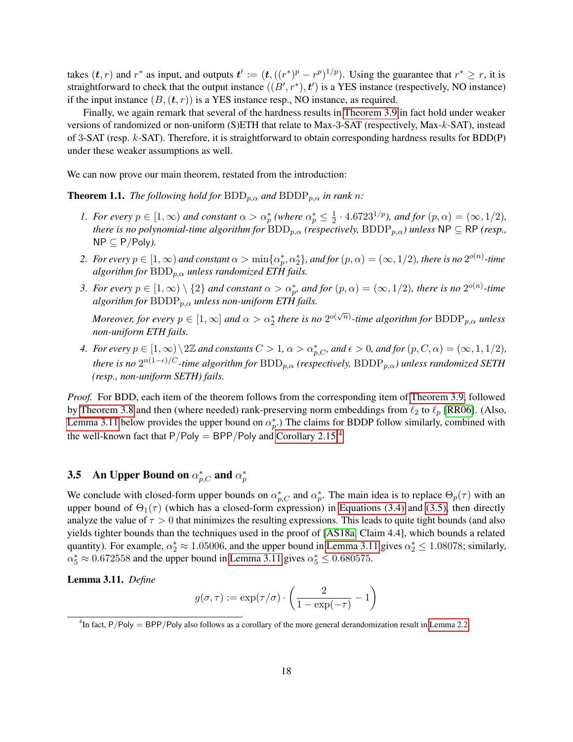takes $(\boldsymbol{t}, r)$ and $r^*$ as input, and outputs $\boldsymbol{t}' := (\boldsymbol{t}, ((r^*)^p - r^p)^{1/p})$. Using the guarantee that $r^* \geq r$, it is straightforward to check that the output instance $((B', r^*), \boldsymbol{t}')$ is a YES instance (respectively, NO instance) if the input instance $(B, (\boldsymbol{t}, r))$ is a YES instance resp., NO instance, as required.

Finally, we again remark that several of the hardness results in Theorem 3.9 in fact hold under weaker versions of randomized or non-uniform (S)ETH that relate to Max-3-SAT (respectively, Max-$k$-SAT), instead of 3-SAT (resp. $k$-SAT). Therefore, it is straightforward to obtain corresponding hardness results for BDD(P) under these weaker assumptions as well.

We can now prove our main theorem, restated from the introduction:

**Theorem 1.1.** *The following hold for $\mathrm{BDD}_{p,\alpha}$ and $\mathrm{BDDP}_{p,\alpha}$ in rank $n$:*

1. *For every $p \in [1, \infty)$ and constant $\alpha > \alpha_p^*$ (where $\alpha_p^* \leq \frac{1}{2} \cdot 4.6723^{1/p}$), and for $(p, \alpha) = (\infty, 1/2)$, there is no polynomial-time algorithm for $\mathrm{BDD}_{p,\alpha}$ (respectively, $\mathrm{BDDP}_{p,\alpha}$) unless $\mathsf{NP} \subseteq \mathsf{RP}$ (resp., $\mathsf{NP} \subseteq \mathsf{P/Poly}$).*

2. *For every $p \in [1, \infty)$ and constant $\alpha > \min\{\alpha_p^*, \alpha_2^*\}$, and for $(p, \alpha) = (\infty, 1/2)$, there is no $2^{o(n)}$-time algorithm for $\mathrm{BDD}_{p,\alpha}$ unless randomized ETH fails.*

3. *For every $p \in [1, \infty) \setminus \{2\}$ and constant $\alpha > \alpha_p^*$, and for $(p, \alpha) = (\infty, 1/2)$, there is no $2^{o(n)}$-time algorithm for $\mathrm{BDDP}_{p,\alpha}$ unless non-uniform ETH fails.*

   *Moreover, for every $p \in [1, \infty]$ and $\alpha > \alpha_2^*$ there is no $2^{o(\sqrt{n})}$-time algorithm for $\mathrm{BDDP}_{p,\alpha}$ unless non-uniform ETH fails.*

4. *For every $p \in [1, \infty) \setminus 2\mathbb{Z}$ and constants $C > 1$, $\alpha > \alpha_{p,C}^*$, and $\epsilon > 0$, and for $(p, C, \alpha) = (\infty, 1, 1/2)$, there is no $2^{n(1-\epsilon)/C}$-time algorithm for $\mathrm{BDD}_{p,\alpha}$ (respectively, $\mathrm{BDDP}_{p,\alpha}$) unless randomized SETH (resp., non-uniform SETH) fails.*

*Proof.* For BDD, each item of the theorem follows from the corresponding item of Theorem 3.9, followed by Theorem 3.8 and then (where needed) rank-preserving norm embeddings from $\ell_2$ to $\ell_p$ [RR06]. (Also, Lemma 3.11 below provides the upper bound on $\alpha_p^*$.) The claims for BDDP follow similarly, combined with the well-known fact that $\mathsf{P/Poly} = \mathsf{BPP/Poly}$ and Corollary 2.15.[4]

### 3.5 An Upper Bound on $\alpha_{p,C}^*$ and $\alpha_p^*$

We conclude with closed-form upper bounds on $\alpha_{p,C}^*$ and $\alpha_p^*$. The main idea is to replace $\Theta_p(\tau)$ with an upper bound of $\Theta_1(\tau)$ (which has a closed-form expression) in Equations (3.4) and (3.5), then directly analyze the value of $\tau > 0$ that minimizes the resulting expressions. This leads to quite tight bounds (and also yields tighter bounds than the techniques used in the proof of [AS18a, Claim 4.4], which bounds a related quantity). For example, $\alpha_2^* \approx 1.05006$, and the upper bound in Lemma 3.11 gives $\alpha_2^* \leq 1.08078$; similarly, $\alpha_5^* \approx 0.672558$ and the upper bound in Lemma 3.11 gives $\alpha_5^* \leq 0.680575$.

**Lemma 3.11.** *Define*

$$g(\sigma, \tau) := \exp(\tau/\sigma) \cdot \left(\frac{2}{1 - \exp(-\tau)} - 1\right)$$

[4] In fact, $\mathsf{P/Poly} = \mathsf{BPP/Poly}$ also follows as a corollary of the more general derandomization result in Lemma 2.2.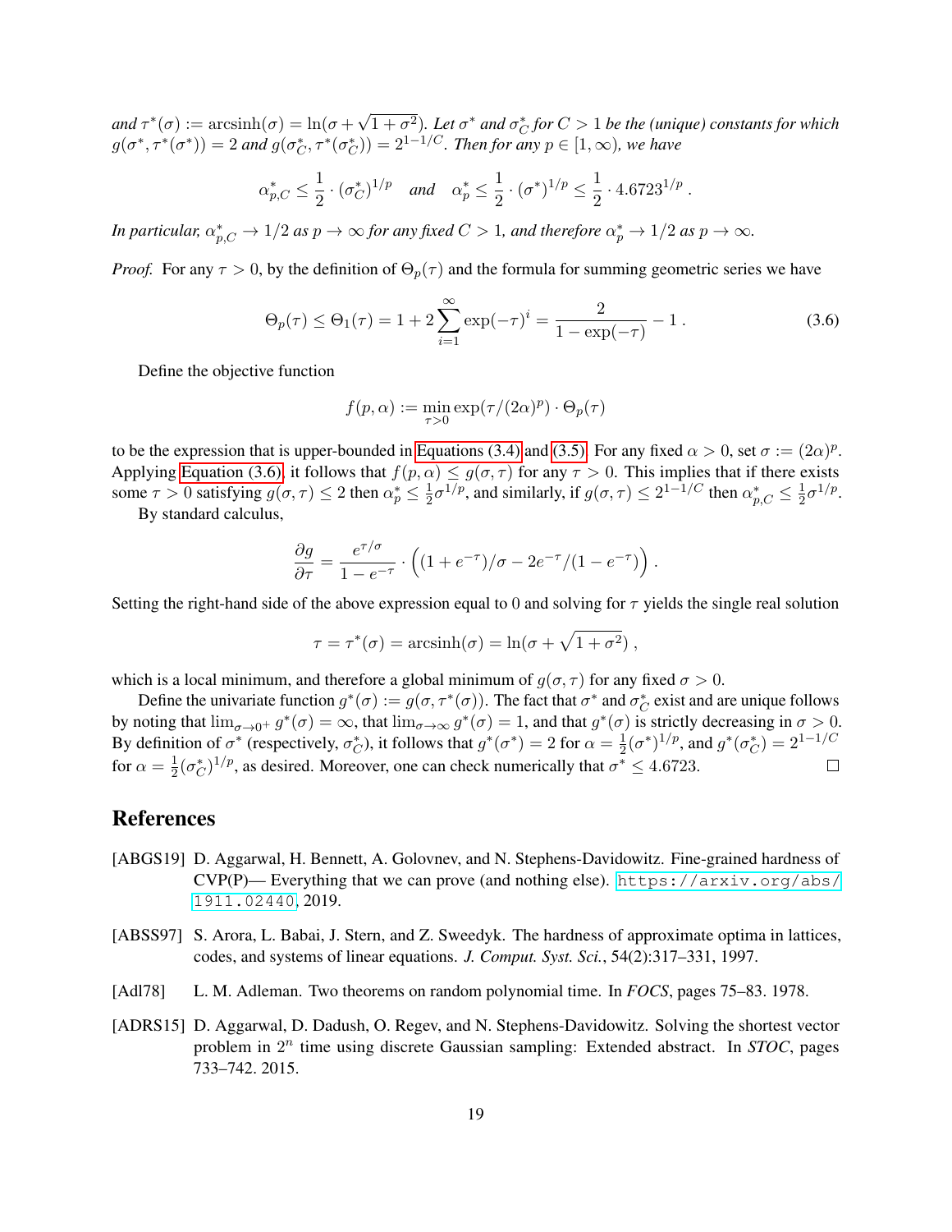*and* $\tau^*(\sigma) := \operatorname{arcsinh}(\sigma) = \ln(\sigma + \sqrt{1+\sigma^2})$*. Let* $\sigma^*$ *and* $\sigma_C^*$ *for* $C > 1$ *be the (unique) constants for which* $g(\sigma^*, \tau^*(\sigma^*)) = 2$ *and* $g(\sigma_C^*, \tau^*(\sigma_C^*)) = 2^{1-1/C}$*. Then for any* $p \in [1, \infty)$*, we have*

$$\alpha_{p,C}^* \le \frac{1}{2} \cdot (\sigma_C^*)^{1/p} \quad \textit{and} \quad \alpha_p^* \le \frac{1}{2} \cdot (\sigma^*)^{1/p} \le \frac{1}{2} \cdot 4.6723^{1/p} \, .$$

*In particular,* $\alpha_{p,C}^* \to 1/2$ *as* $p \to \infty$ *for any fixed* $C > 1$*, and therefore* $\alpha_p^* \to 1/2$ *as* $p \to \infty$*.*

*Proof.* For any $\tau > 0$, by the definition of $\Theta_p(\tau)$ and the formula for summing geometric series we have

$$\Theta_p(\tau) \le \Theta_1(\tau) = 1 + 2\sum_{i=1}^{\infty} \exp(-\tau)^i = \frac{2}{1 - \exp(-\tau)} - 1 \, . \tag{3.6}$$

Define the objective function

$$f(p, \alpha) := \min_{\tau > 0} \exp(\tau/(2\alpha)^p) \cdot \Theta_p(\tau)$$

to be the expression that is upper-bounded in Equations (3.4) and (3.5). For any fixed $\alpha > 0$, set $\sigma := (2\alpha)^p$. Applying Equation (3.6), it follows that $f(p, \alpha) \le g(\sigma, \tau)$ for any $\tau > 0$. This implies that if there exists some $\tau > 0$ satisfying $g(\sigma, \tau) \le 2$ then $\alpha_p^* \le \frac{1}{2}\sigma^{1/p}$, and similarly, if $g(\sigma, \tau) \le 2^{1-1/C}$ then $\alpha_{p,C}^* \le \frac{1}{2}\sigma^{1/p}$.

By standard calculus,

$$\frac{\partial g}{\partial \tau} = \frac{e^{\tau/\sigma}}{1 - e^{-\tau}} \cdot \Big( (1 + e^{-\tau})/\sigma - 2e^{-\tau}/(1 - e^{-\tau}) \Big) \, .$$

Setting the right-hand side of the above expression equal to 0 and solving for $\tau$ yields the single real solution

$$\tau = \tau^*(\sigma) = \operatorname{arcsinh}(\sigma) = \ln(\sigma + \sqrt{1 + \sigma^2}) \, ,$$

which is a local minimum, and therefore a global minimum of $g(\sigma, \tau)$ for any fixed $\sigma > 0$.

Define the univariate function $g^*(\sigma) := g(\sigma, \tau^*(\sigma))$. The fact that $\sigma^*$ and $\sigma_C^*$ exist and are unique follows by noting that $\lim_{\sigma \to 0^+} g^*(\sigma) = \infty$, that $\lim_{\sigma \to \infty} g^*(\sigma) = 1$, and that $g^*(\sigma)$ is strictly decreasing in $\sigma > 0$. By definition of $\sigma^*$ (respectively, $\sigma_C^*$), it follows that $g^*(\sigma^*) = 2$ for $\alpha = \frac{1}{2}(\sigma^*)^{1/p}$, and $g^*(\sigma_C^*) = 2^{1-1/C}$ for $\alpha = \frac{1}{2}(\sigma_C^*)^{1/p}$, as desired. Moreover, one can check numerically that $\sigma^* \le 4.6723$. $\square$

## References

[ABGS19] D. Aggarwal, H. Bennett, A. Golovnev, and N. Stephens-Davidowitz. Fine-grained hardness of CVP(P)— Everything that we can prove (and nothing else). https://arxiv.org/abs/1911.02440, 2019.

[ABSS97] S. Arora, L. Babai, J. Stern, and Z. Sweedyk. The hardness of approximate optima in lattices, codes, and systems of linear equations. *J. Comput. Syst. Sci.*, 54(2):317–331, 1997.

[Adl78] L. M. Adleman. Two theorems on random polynomial time. In *FOCS*, pages 75–83. 1978.

[ADRS15] D. Aggarwal, D. Dadush, O. Regev, and N. Stephens-Davidowitz. Solving the shortest vector problem in $2^n$ time using discrete Gaussian sampling: Extended abstract. In *STOC*, pages 733–742. 2015.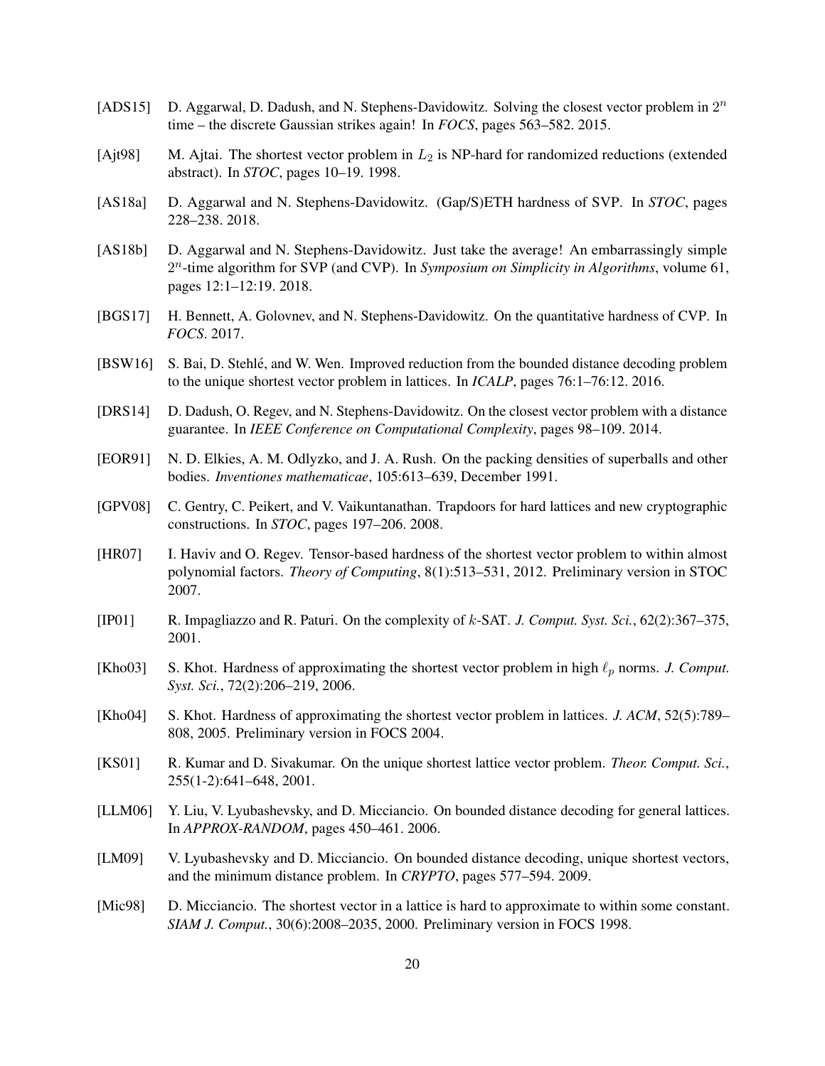[ADS15] D. Aggarwal, D. Dadush, and N. Stephens-Davidowitz. Solving the closest vector problem in $2^n$ time – the discrete Gaussian strikes again! In *FOCS*, pages 563–582. 2015.

[Ajt98] M. Ajtai. The shortest vector problem in $L_2$ is NP-hard for randomized reductions (extended abstract). In *STOC*, pages 10–19. 1998.

[AS18a] D. Aggarwal and N. Stephens-Davidowitz. (Gap/S)ETH hardness of SVP. In *STOC*, pages 228–238. 2018.

[AS18b] D. Aggarwal and N. Stephens-Davidowitz. Just take the average! An embarrassingly simple $2^n$-time algorithm for SVP (and CVP). In *Symposium on Simplicity in Algorithms*, volume 61, pages 12:1–12:19. 2018.

[BGS17] H. Bennett, A. Golovnev, and N. Stephens-Davidowitz. On the quantitative hardness of CVP. In *FOCS*. 2017.

[BSW16] S. Bai, D. Stehlé, and W. Wen. Improved reduction from the bounded distance decoding problem to the unique shortest vector problem in lattices. In *ICALP*, pages 76:1–76:12. 2016.

[DRS14] D. Dadush, O. Regev, and N. Stephens-Davidowitz. On the closest vector problem with a distance guarantee. In *IEEE Conference on Computational Complexity*, pages 98–109. 2014.

[EOR91] N. D. Elkies, A. M. Odlyzko, and J. A. Rush. On the packing densities of superballs and other bodies. *Inventiones mathematicae*, 105:613–639, December 1991.

[GPV08] C. Gentry, C. Peikert, and V. Vaikuntanathan. Trapdoors for hard lattices and new cryptographic constructions. In *STOC*, pages 197–206. 2008.

[HR07] I. Haviv and O. Regev. Tensor-based hardness of the shortest vector problem to within almost polynomial factors. *Theory of Computing*, 8(1):513–531, 2012. Preliminary version in STOC 2007.

[IP01] R. Impagliazzo and R. Paturi. On the complexity of $k$-SAT. *J. Comput. Syst. Sci.*, 62(2):367–375, 2001.

[Kho03] S. Khot. Hardness of approximating the shortest vector problem in high $\ell_p$ norms. *J. Comput. Syst. Sci.*, 72(2):206–219, 2006.

[Kho04] S. Khot. Hardness of approximating the shortest vector problem in lattices. *J. ACM*, 52(5):789–808, 2005. Preliminary version in FOCS 2004.

[KS01] R. Kumar and D. Sivakumar. On the unique shortest lattice vector problem. *Theor. Comput. Sci.*, 255(1-2):641–648, 2001.

[LLM06] Y. Liu, V. Lyubashevsky, and D. Micciancio. On bounded distance decoding for general lattices. In *APPROX-RANDOM*, pages 450–461. 2006.

[LM09] V. Lyubashevsky and D. Micciancio. On bounded distance decoding, unique shortest vectors, and the minimum distance problem. In *CRYPTO*, pages 577–594. 2009.

[Mic98] D. Micciancio. The shortest vector in a lattice is hard to approximate to within some constant. *SIAM J. Comput.*, 30(6):2008–2035, 2000. Preliminary version in FOCS 1998.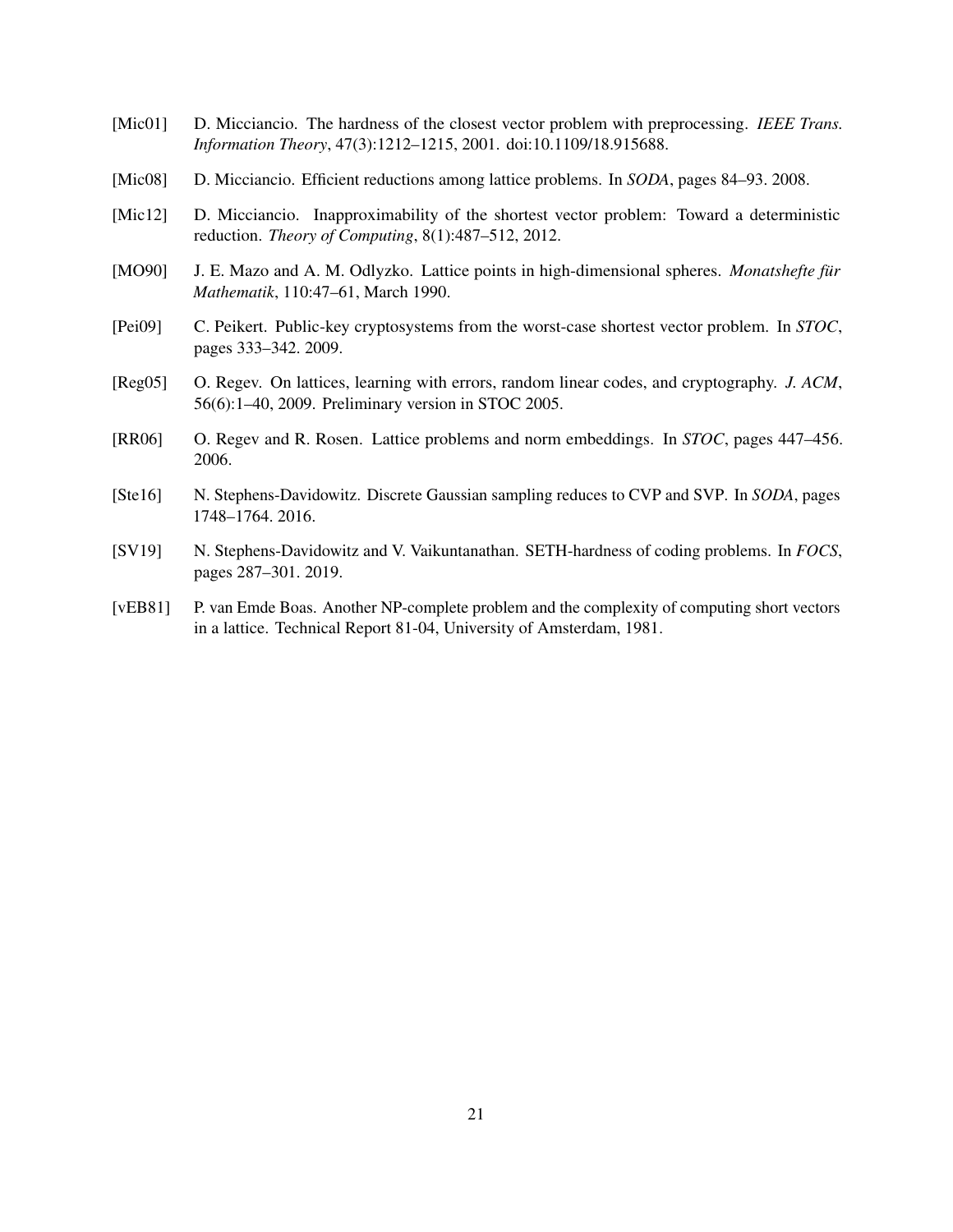[Mic01] D. Micciancio. The hardness of the closest vector problem with preprocessing. *IEEE Trans. Information Theory*, 47(3):1212–1215, 2001. doi:10.1109/18.915688.

[Mic08] D. Micciancio. Efficient reductions among lattice problems. In *SODA*, pages 84–93. 2008.

[Mic12] D. Micciancio. Inapproximability of the shortest vector problem: Toward a deterministic reduction. *Theory of Computing*, 8(1):487–512, 2012.

[MO90] J. E. Mazo and A. M. Odlyzko. Lattice points in high-dimensional spheres. *Monatshefte für Mathematik*, 110:47–61, March 1990.

[Pei09] C. Peikert. Public-key cryptosystems from the worst-case shortest vector problem. In *STOC*, pages 333–342. 2009.

[Reg05] O. Regev. On lattices, learning with errors, random linear codes, and cryptography. *J. ACM*, 56(6):1–40, 2009. Preliminary version in STOC 2005.

[RR06] O. Regev and R. Rosen. Lattice problems and norm embeddings. In *STOC*, pages 447–456. 2006.

[Ste16] N. Stephens-Davidowitz. Discrete Gaussian sampling reduces to CVP and SVP. In *SODA*, pages 1748–1764. 2016.

[SV19] N. Stephens-Davidowitz and V. Vaikuntanathan. SETH-hardness of coding problems. In *FOCS*, pages 287–301. 2019.

[vEB81] P. van Emde Boas. Another NP-complete problem and the complexity of computing short vectors in a lattice. Technical Report 81-04, University of Amsterdam, 1981.